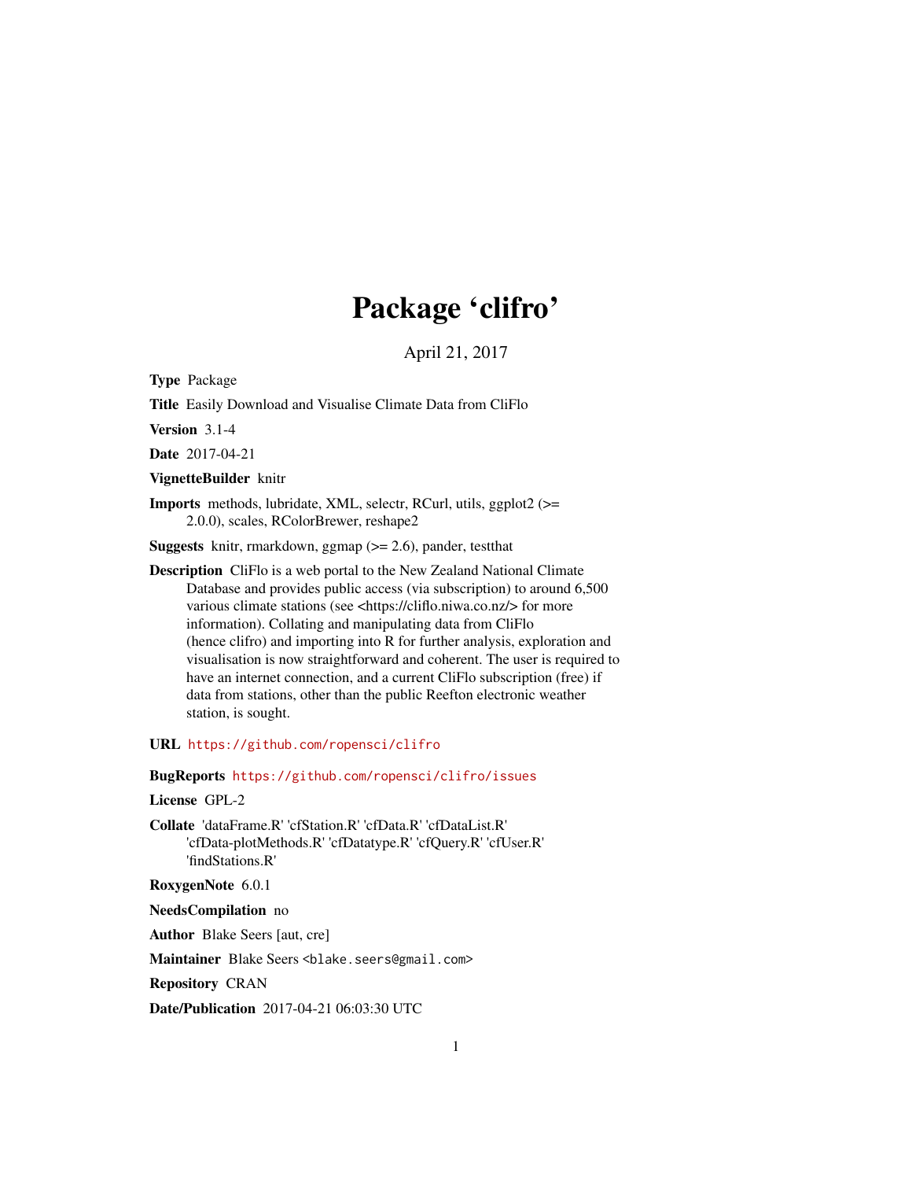# Package 'clifro'

April 21, 2017

**Type** Package

**Title** Easily Download and Visualise Climate Data from CliFlo

**Version** 3.1-4

**Date** 2017-04-21

**VignetteBuilder** knitr

**Imports** methods, lubridate, XML, selectr, RCurl, utils, ggplot2 (>= 2.0.0), scales, RColorBrewer, reshape2

**Suggests** knitr, rmarkdown, ggmap (>= 2.6), pander, testthat

**Description** CliFlo is a web portal to the New Zealand National Climate Database and provides public access (via subscription) to around 6,500 various climate stations (see <https://cliflo.niwa.co.nz/> for more information). Collating and manipulating data from CliFlo (hence clifro) and importing into R for further analysis, exploration and visualisation is now straightforward and coherent. The user is required to have an internet connection, and a current CliFlo subscription (free) if data from stations, other than the public Reefton electronic weather station, is sought.

**URL** https://github.com/ropensci/clifro

**BugReports** https://github.com/ropensci/clifro/issues

**License** GPL-2

**Collate** 'dataFrame.R' 'cfStation.R' 'cfData.R' 'cfDataList.R' 'cfData-plotMethods.R' 'cfDatatype.R' 'cfQuery.R' 'cfUser.R' 'findStations.R'

**RoxygenNote** 6.0.1

**NeedsCompilation** no

**Author** Blake Seers [aut, cre]

**Maintainer** Blake Seers <blake.seers@gmail.com>

**Repository** CRAN

**Date/Publication** 2017-04-21 06:03:30 UTC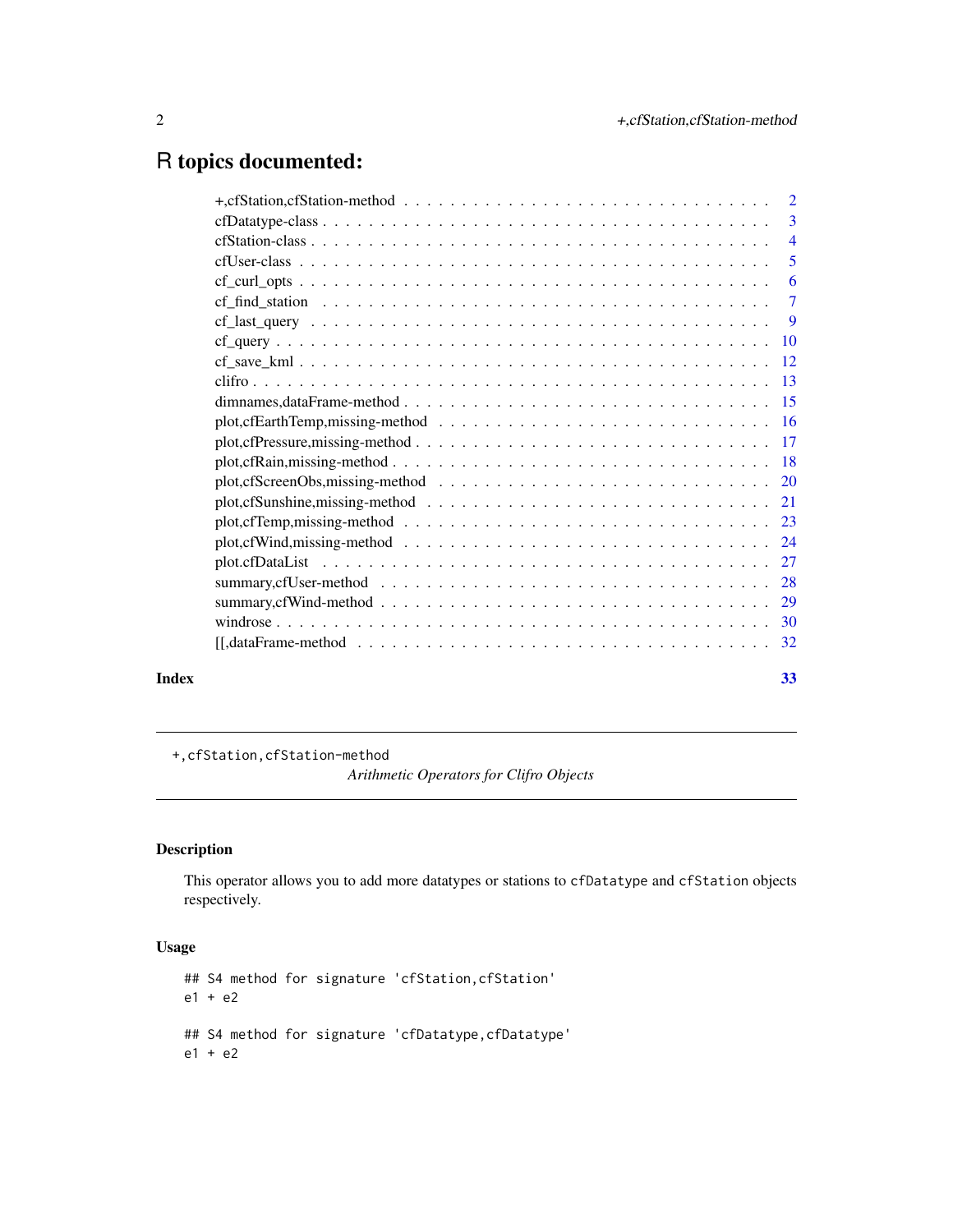# R topics documented:

| | |
|---|---|
| +,cfStation,cfStation-method | 2 |
| cfDatatype-class | 3 |
| cfStation-class | 4 |
| cfUser-class | 5 |
| cf_curl_opts | 6 |
| cf_find_station | 7 |
| cf_last_query | 9 |
| cf_query | 10 |
| cf_save_kml | 12 |
| clifro | 13 |
| dimnames,dataFrame-method | 15 |
| plot,cfEarthTemp,missing-method | 16 |
| plot,cfPressure,missing-method | 17 |
| plot,cfRain,missing-method | 18 |
| plot,cfScreenObs,missing-method | 20 |
| plot,cfSunshine,missing-method | 21 |
| plot,cfTemp,missing-method | 23 |
| plot,cfWind,missing-method | 24 |
| plot.cfDataList | 27 |
| summary,cfUser-method | 28 |
| summary,cfWind-method | 29 |
| windrose | 30 |
| [[,dataFrame-method | 32 |

**Index** **33**

---

`+,cfStation,cfStation-method` *Arithmetic Operators for Clifro Objects*

---

## Description

This operator allows you to add more datatypes or stations to `cfDatatype` and `cfStation` objects respectively.

## Usage

```
## S4 method for signature 'cfStation,cfStation'
e1 + e2

## S4 method for signature 'cfDatatype,cfDatatype'
e1 + e2
```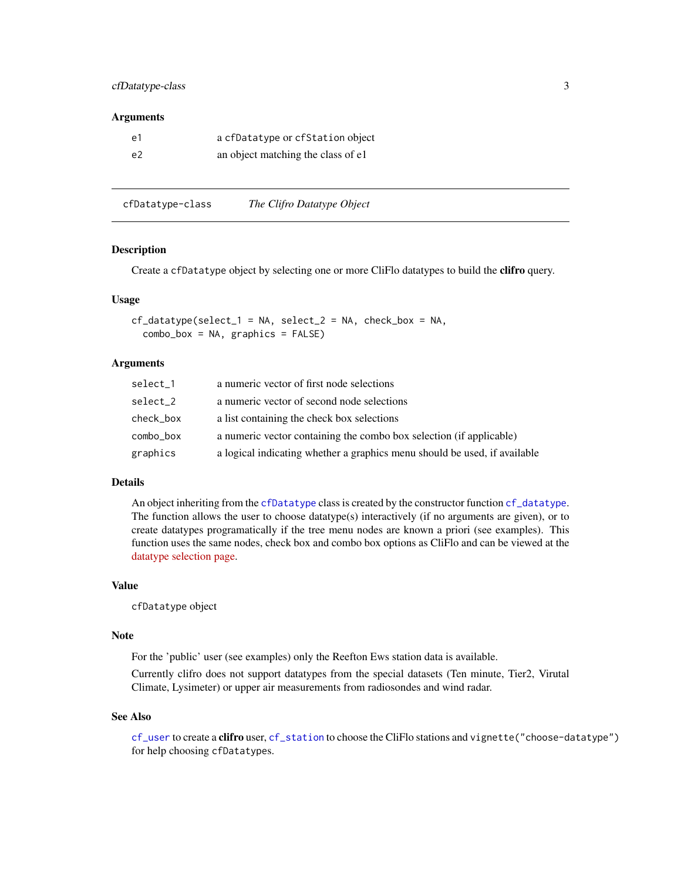## Arguments

| | |
|---|---|
| e1 | a cfDatatype or cfStation object |
| e2 | an object matching the class of e1 |

---

# cfDatatype-class &nbsp;&nbsp;&nbsp; *The Clifro Datatype Object*

---

## Description

Create a cfDatatype object by selecting one or more CliFlo datatypes to build the **clifro** query.

## Usage

```
cf_datatype(select_1 = NA, select_2 = NA, check_box = NA,
  combo_box = NA, graphics = FALSE)
```

## Arguments

| | |
|---|---|
| select_1 | a numeric vector of first node selections |
| select_2 | a numeric vector of second node selections |
| check_box | a list containing the check box selections |
| combo_box | a numeric vector containing the combo box selection (if applicable) |
| graphics | a logical indicating whether a graphics menu should be used, if available |

## Details

An object inheriting from the cfDatatype class is created by the constructor function cf_datatype. The function allows the user to choose datatype(s) interactively (if no arguments are given), or to create datatypes programatically if the tree menu nodes are known a priori (see examples). This function uses the same nodes, check box and combo box options as CliFlo and can be viewed at the datatype selection page.

## Value

cfDatatype object

## Note

For the 'public' user (see examples) only the Reefton Ews station data is available.

Currently clifro does not support datatypes from the special datasets (Ten minute, Tier2, Virutal Climate, Lysimeter) or upper air measurements from radiosondes and wind radar.

## See Also

cf_user to create a **clifro** user, cf_station to choose the CliFlo stations and vignette("choose-datatype") for help choosing cfDatatypes.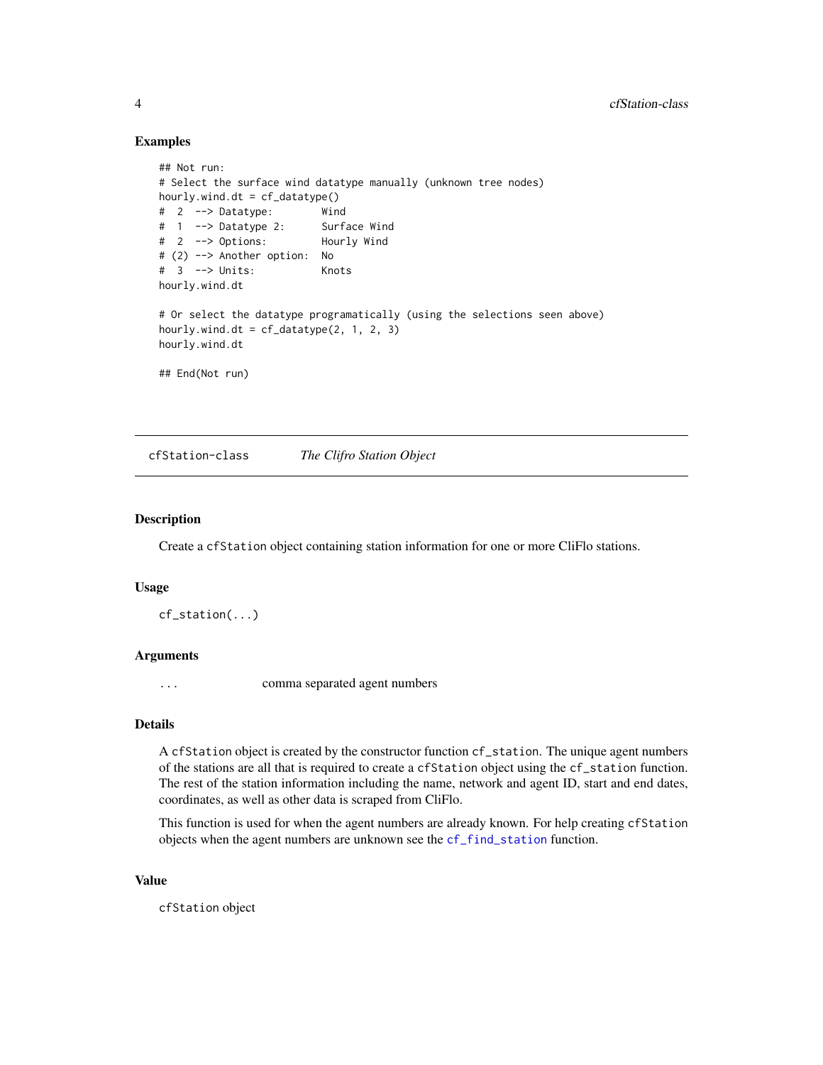### Examples

```
## Not run:
# Select the surface wind datatype manually (unknown tree nodes)
hourly.wind.dt = cf_datatype()
#  2  --> Datatype:        Wind
#  1  --> Datatype 2:      Surface Wind
#  2  --> Options:         Hourly Wind
# (2) --> Another option:  No
#  3  --> Units:           Knots
hourly.wind.dt

# Or select the datatype programatically (using the selections seen above)
hourly.wind.dt = cf_datatype(2, 1, 2, 3)
hourly.wind.dt

## End(Not run)
```

---

## cfStation-class *The Clifro Station Object*

---

### Description

Create a `cfStation` object containing station information for one or more CliFlo stations.

### Usage

```
cf_station(...)
```

### Arguments

| | |
|---|---|
| `...` | comma separated agent numbers |

### Details

A `cfStation` object is created by the constructor function `cf_station`. The unique agent numbers of the stations are all that is required to create a `cfStation` object using the `cf_station` function. The rest of the station information including the name, network and agent ID, start and end dates, coordinates, as well as other data is scraped from CliFlo.

This function is used for when the agent numbers are already known. For help creating `cfStation` objects when the agent numbers are unknown see the `cf_find_station` function.

### Value

`cfStation` object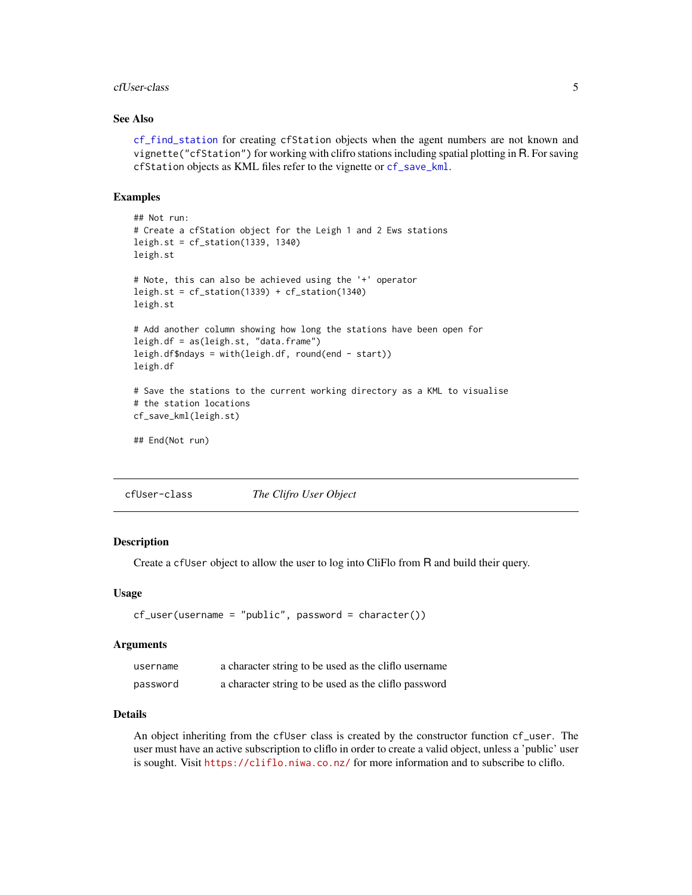## See Also

`cf_find_station` for creating `cfStation` objects when the agent numbers are not known and `vignette("cfStation")` for working with clifro stations including spatial plotting in R. For saving `cfStation` objects as KML files refer to the vignette or `cf_save_kml`.

## Examples

```
## Not run:
# Create a cfStation object for the Leigh 1 and 2 Ews stations
leigh.st = cf_station(1339, 1340)
leigh.st

# Note, this can also be achieved using the '+' operator
leigh.st = cf_station(1339) + cf_station(1340)
leigh.st

# Add another column showing how long the stations have been open for
leigh.df = as(leigh.st, "data.frame")
leigh.df$ndays = with(leigh.df, round(end - start))
leigh.df

# Save the stations to the current working directory as a KML to visualise
# the station locations
cf_save_kml(leigh.st)

## End(Not run)
```

---

# cfUser-class — *The Clifro User Object*

## Description

Create a `cfUser` object to allow the user to log into CliFlo from R and build their query.

## Usage

```
cf_user(username = "public", password = character())
```

## Arguments

| | |
|---|---|
| `username` | a character string to be used as the cliflo username |
| `password` | a character string to be used as the cliflo password |

## Details

An object inheriting from the `cfUser` class is created by the constructor function `cf_user`. The user must have an active subscription to cliflo in order to create a valid object, unless a 'public' user is sought. Visit https://cliflo.niwa.co.nz/ for more information and to subscribe to cliflo.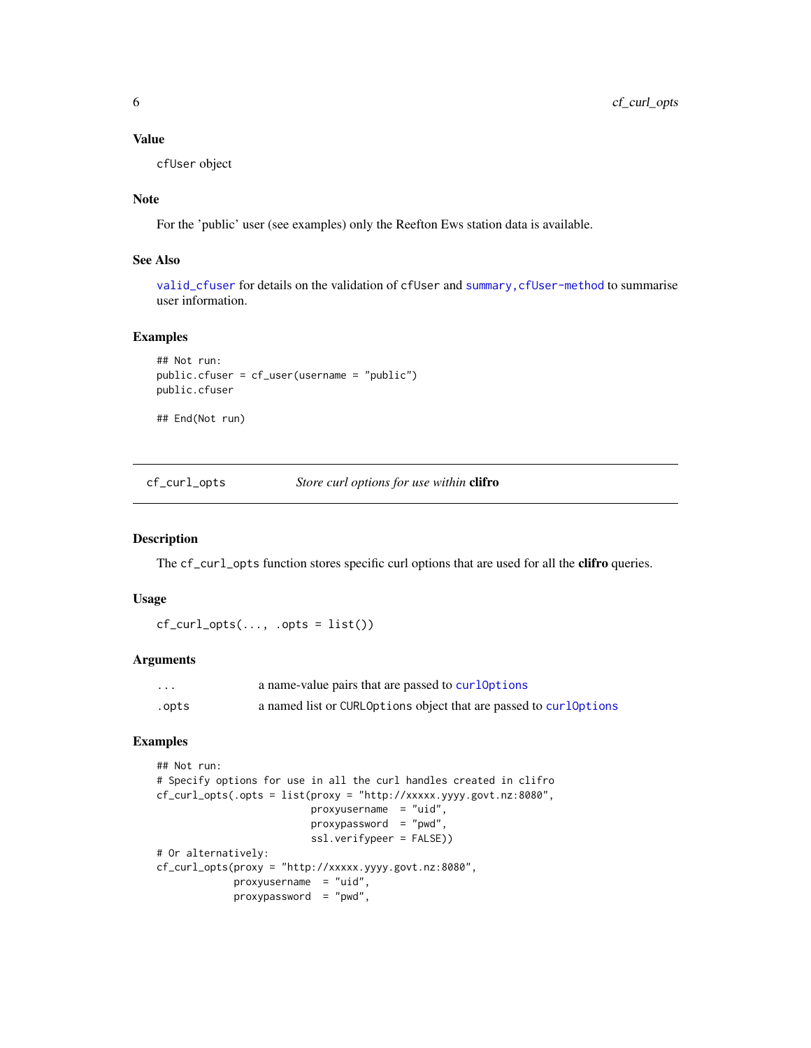### Value

cfUser object

### Note

For the 'public' user (see examples) only the Reefton Ews station data is available.

### See Also

valid_cfuser for details on the validation of cfUser and summary,cfUser-method to summarise user information.

### Examples

```
## Not run:
public.cfuser = cf_user(username = "public")
public.cfuser

## End(Not run)
```

---

## cf_curl_opts — *Store curl options for use within* **clifro**

---

### Description

The cf_curl_opts function stores specific curl options that are used for all the **clifro** queries.

### Usage

```
cf_curl_opts(..., .opts = list())
```

### Arguments

| | |
|---|---|
| ... | a name-value pairs that are passed to curlOptions |
| .opts | a named list or CURLOptions object that are passed to curlOptions |

### Examples

```
## Not run:
# Specify options for use in all the curl handles created in clifro
cf_curl_opts(.opts = list(proxy = "http://xxxxx.yyyy.govt.nz:8080",
                          proxyusername  = "uid",
                          proxypassword  = "pwd",
                          ssl.verifypeer = FALSE))
# Or alternatively:
cf_curl_opts(proxy = "http://xxxxx.yyyy.govt.nz:8080",
             proxyusername  = "uid",
             proxypassword  = "pwd",
```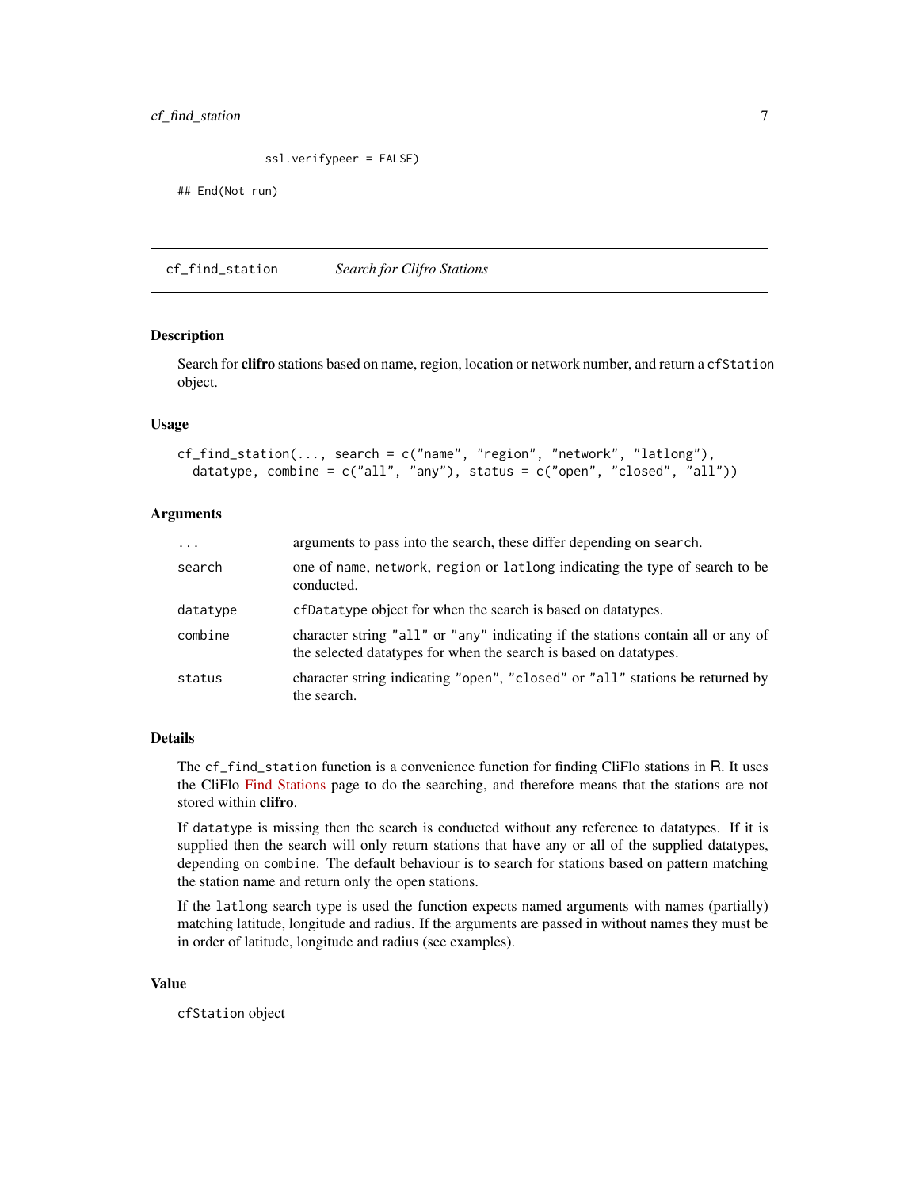```
              ssl.verifypeer = FALSE)

## End(Not run)
```

---

## cf_find_station — *Search for Clifro Stations*

### Description

Search for **clifro** stations based on name, region, location or network number, and return a `cfStation` object.

### Usage

```
cf_find_station(..., search = c("name", "region", "network", "latlong"),
  datatype, combine = c("all", "any"), status = c("open", "closed", "all"))
```

### Arguments

| | |
|---|---|
| `...` | arguments to pass into the search, these differ depending on `search`. |
| `search` | one of `name`, `network`, `region` or `latlong` indicating the type of search to be conducted. |
| `datatype` | `cfDatatype` object for when the search is based on datatypes. |
| `combine` | character string `"all"` or `"any"` indicating if the stations contain all or any of the selected datatypes for when the search is based on datatypes. |
| `status` | character string indicating `"open"`, `"closed"` or `"all"` stations be returned by the search. |

### Details

The `cf_find_station` function is a convenience function for finding CliFlo stations in R. It uses the CliFlo Find Stations page to do the searching, and therefore means that the stations are not stored within **clifro**.

If `datatype` is missing then the search is conducted without any reference to datatypes. If it is supplied then the search will only return stations that have any or all of the supplied datatypes, depending on `combine`. The default behaviour is to search for stations based on pattern matching the station name and return only the open stations.

If the `latlong` search type is used the function expects named arguments with names (partially) matching latitude, longitude and radius. If the arguments are passed in without names they must be in order of latitude, longitude and radius (see examples).

### Value

`cfStation` object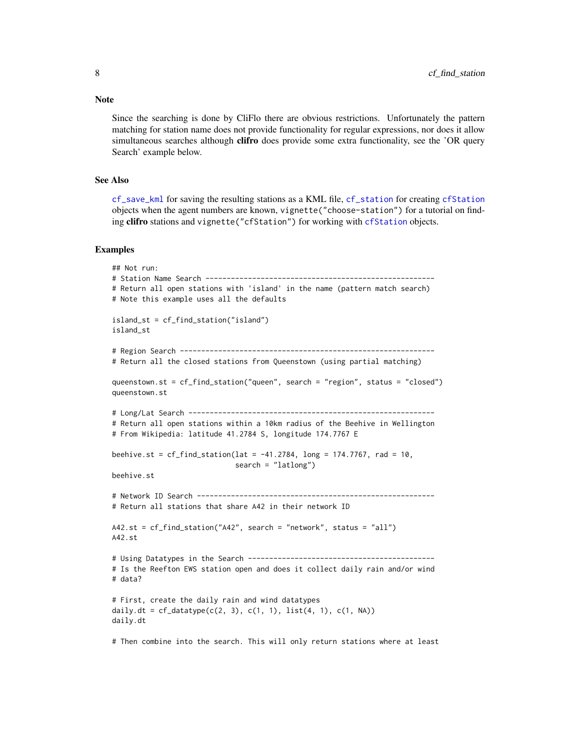### Note

Since the searching is done by CliFlo there are obvious restrictions. Unfortunately the pattern matching for station name does not provide functionality for regular expressions, nor does it allow simultaneous searches although **clifro** does provide some extra functionality, see the 'OR query Search' example below.

### See Also

cf_save_kml for saving the resulting stations as a KML file, cf_station for creating cfStation objects when the agent numbers are known, `vignette("choose-station")` for a tutorial on finding **clifro** stations and `vignette("cfStation")` for working with cfStation objects.

### Examples

```
## Not run:
# Station Name Search ------------------------------------------------------
# Return all open stations with 'island' in the name (pattern match search)
# Note this example uses all the defaults

island_st = cf_find_station("island")
island_st

# Region Search ------------------------------------------------------------
# Return all the closed stations from Queenstown (using partial matching)

queenstown.st = cf_find_station("queen", search = "region", status = "closed")
queenstown.st

# Long/Lat Search ----------------------------------------------------------
# Return all open stations within a 10km radius of the Beehive in Wellington
# From Wikipedia: latitude 41.2784 S, longitude 174.7767 E

beehive.st = cf_find_station(lat = -41.2784, long = 174.7767, rad = 10,
                             search = "latlong")
beehive.st

# Network ID Search --------------------------------------------------------
# Return all stations that share A42 in their network ID

A42.st = cf_find_station("A42", search = "network", status = "all")
A42.st

# Using Datatypes in the Search --------------------------------------------
# Is the Reefton EWS station open and does it collect daily rain and/or wind
# data?

# First, create the daily rain and wind datatypes
daily.dt = cf_datatype(c(2, 3), c(1, 1), list(4, 1), c(1, NA))
daily.dt

# Then combine into the search. This will only return stations where at least
```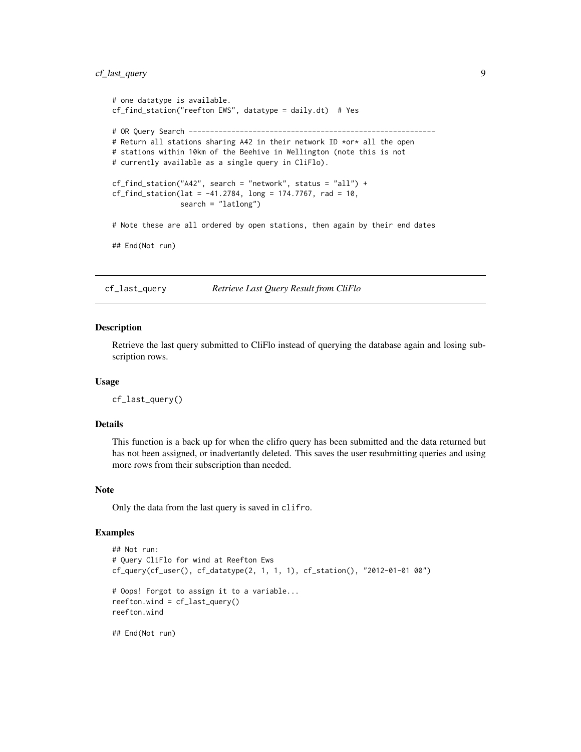```
# one datatype is available.
cf_find_station("reefton EWS", datatype = daily.dt)  # Yes

# OR Query Search -----------------------------------------------------------
# Return all stations sharing A42 in their network ID *or* all the open
# stations within 10km of the Beehive in Wellington (note this is not
# currently available as a single query in CliFlo).

cf_find_station("A42", search = "network", status = "all") +
cf_find_station(lat = -41.2784, long = 174.7767, rad = 10,
                search = "latlong")

# Note these are all ordered by open stations, then again by their end dates

## End(Not run)
```

## cf_last_query — *Retrieve Last Query Result from CliFlo*

### Description

Retrieve the last query submitted to CliFlo instead of querying the database again and losing subscription rows.

### Usage

```
cf_last_query()
```

### Details

This function is a back up for when the clifro query has been submitted and the data returned but has not been assigned, or inadvertantly deleted. This saves the user resubmitting queries and using more rows from their subscription than needed.

### Note

Only the data from the last query is saved in `clifro`.

### Examples

```
## Not run:
# Query CliFlo for wind at Reefton Ews
cf_query(cf_user(), cf_datatype(2, 1, 1, 1), cf_station(), "2012-01-01 00")

# Oops! Forgot to assign it to a variable...
reefton.wind = cf_last_query()
reefton.wind

## End(Not run)
```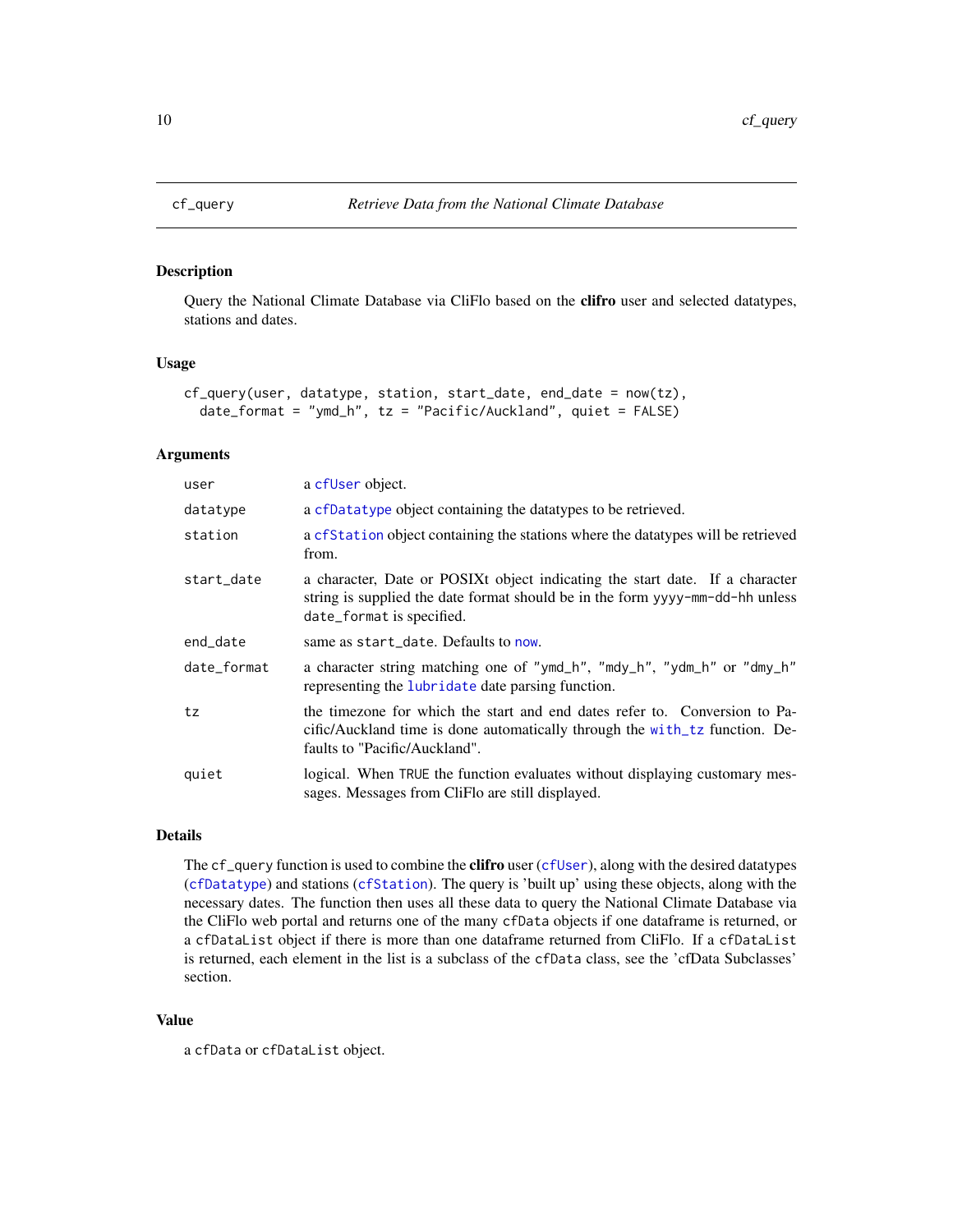# cf_query — *Retrieve Data from the National Climate Database*

## Description

Query the National Climate Database via CliFlo based on the **clifro** user and selected datatypes, stations and dates.

## Usage

```
cf_query(user, datatype, station, start_date, end_date = now(tz),
  date_format = "ymd_h", tz = "Pacific/Auckland", quiet = FALSE)
```

## Arguments

| | |
|---|---|
| `user` | a `cfUser` object. |
| `datatype` | a `cfDatatype` object containing the datatypes to be retrieved. |
| `station` | a `cfStation` object containing the stations where the datatypes will be retrieved from. |
| `start_date` | a character, Date or POSIXt object indicating the start date. If a character string is supplied the date format should be in the form `yyyy-mm-dd-hh` unless `date_format` is specified. |
| `end_date` | same as `start_date`. Defaults to `now`. |
| `date_format` | a character string matching one of `"ymd_h"`, `"mdy_h"`, `"ydm_h"` or `"dmy_h"` representing the `lubridate` date parsing function. |
| `tz` | the timezone for which the start and end dates refer to. Conversion to Pacific/Auckland time is done automatically through the `with_tz` function. Defaults to "Pacific/Auckland". |
| `quiet` | logical. When `TRUE` the function evaluates without displaying customary messages. Messages from CliFlo are still displayed. |

## Details

The `cf_query` function is used to combine the **clifro** user (`cfUser`), along with the desired datatypes (`cfDatatype`) and stations (`cfStation`). The query is 'built up' using these objects, along with the necessary dates. The function then uses all these data to query the National Climate Database via the CliFlo web portal and returns one of the many `cfData` objects if one dataframe is returned, or a `cfDataList` object if there is more than one dataframe returned from CliFlo. If a `cfDataList` is returned, each element in the list is a subclass of the `cfData` class, see the 'cfData Subclasses' section.

## Value

a `cfData` or `cfDataList` object.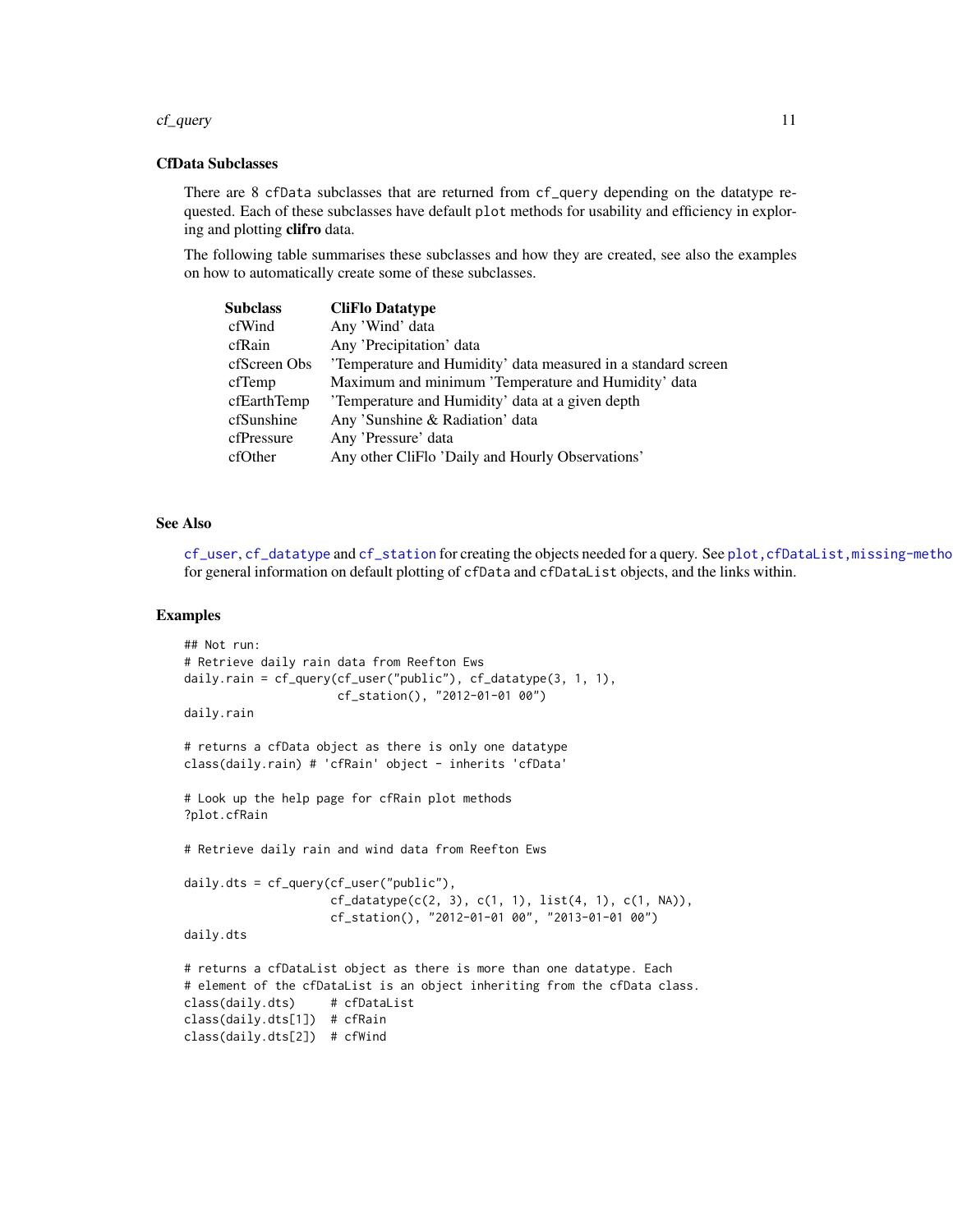### CfData Subclasses

There are 8 `cfData` subclasses that are returned from `cf_query` depending on the datatype requested. Each of these subclasses have default `plot` methods for usability and efficiency in exploring and plotting **clifro** data.

The following table summarises these subclasses and how they are created, see also the examples on how to automatically create some of these subclasses.

| Subclass | CliFlo Datatype |
|---|---|
| cfWind | Any 'Wind' data |
| cfRain | Any 'Precipitation' data |
| cfScreen Obs | 'Temperature and Humidity' data measured in a standard screen |
| cfTemp | Maximum and minimum 'Temperature and Humidity' data |
| cfEarthTemp | 'Temperature and Humidity' data at a given depth |
| cfSunshine | Any 'Sunshine & Radiation' data |
| cfPressure | Any 'Pressure' data |
| cfOther | Any other CliFlo 'Daily and Hourly Observations' |

### See Also

`cf_user`, `cf_datatype` and `cf_station` for creating the objects needed for a query. See `plot,cfDataList,missing-metho` for general information on default plotting of `cfData` and `cfDataList` objects, and the links within.

### Examples

```
## Not run:
# Retrieve daily rain data from Reefton Ews
daily.rain = cf_query(cf_user("public"), cf_datatype(3, 1, 1),
                      cf_station(), "2012-01-01 00")
daily.rain

# returns a cfData object as there is only one datatype
class(daily.rain) # 'cfRain' object - inherits 'cfData'

# Look up the help page for cfRain plot methods
?plot.cfRain

# Retrieve daily rain and wind data from Reefton Ews

daily.dts = cf_query(cf_user("public"),
                     cf_datatype(c(2, 3), c(1, 1), list(4, 1), c(1, NA)),
                     cf_station(), "2012-01-01 00", "2013-01-01 00")
daily.dts

# returns a cfDataList object as there is more than one datatype. Each
# element of the cfDataList is an object inheriting from the cfData class.
class(daily.dts)     # cfDataList
class(daily.dts[1])  # cfRain
class(daily.dts[2])  # cfWind
```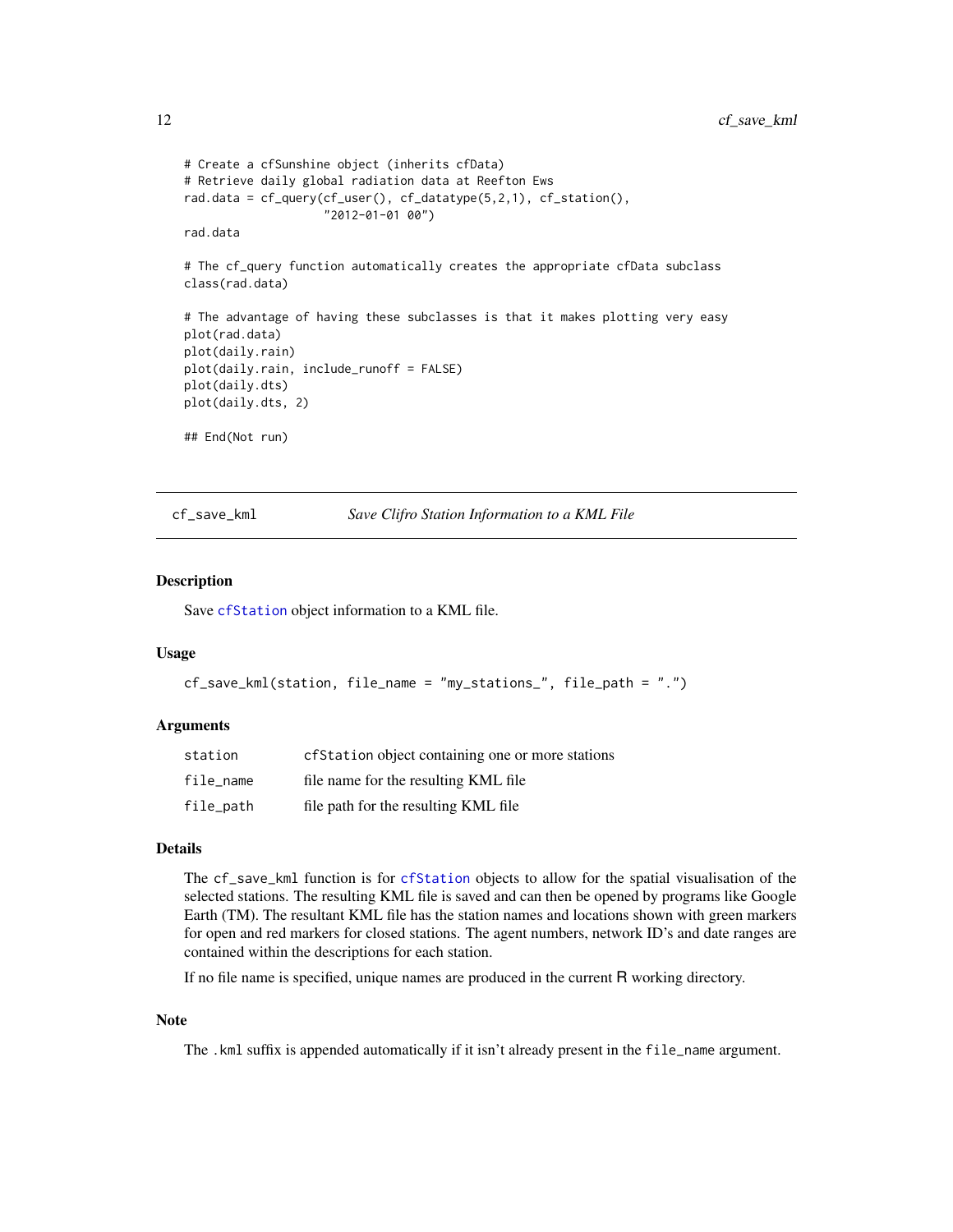```
# Create a cfSunshine object (inherits cfData)
# Retrieve daily global radiation data at Reefton Ews
rad.data = cf_query(cf_user(), cf_datatype(5,2,1), cf_station(),
                    "2012-01-01 00")
rad.data

# The cf_query function automatically creates the appropriate cfData subclass
class(rad.data)

# The advantage of having these subclasses is that it makes plotting very easy
plot(rad.data)
plot(daily.rain)
plot(daily.rain, include_runoff = FALSE)
plot(daily.dts)
plot(daily.dts, 2)

## End(Not run)
```

## cf_save_kml — *Save Clifro Station Information to a KML File*

### Description

Save cfStation object information to a KML file.

### Usage

```
cf_save_kml(station, file_name = "my_stations_", file_path = ".")
```

### Arguments

| | |
|---|---|
| station | cfStation object containing one or more stations |
| file_name | file name for the resulting KML file |
| file_path | file path for the resulting KML file |

### Details

The `cf_save_kml` function is for cfStation objects to allow for the spatial visualisation of the selected stations. The resulting KML file is saved and can then be opened by programs like Google Earth (TM). The resultant KML file has the station names and locations shown with green markers for open and red markers for closed stations. The agent numbers, network ID's and date ranges are contained within the descriptions for each station.

If no file name is specified, unique names are produced in the current R working directory.

### Note

The `.kml` suffix is appended automatically if it isn't already present in the `file_name` argument.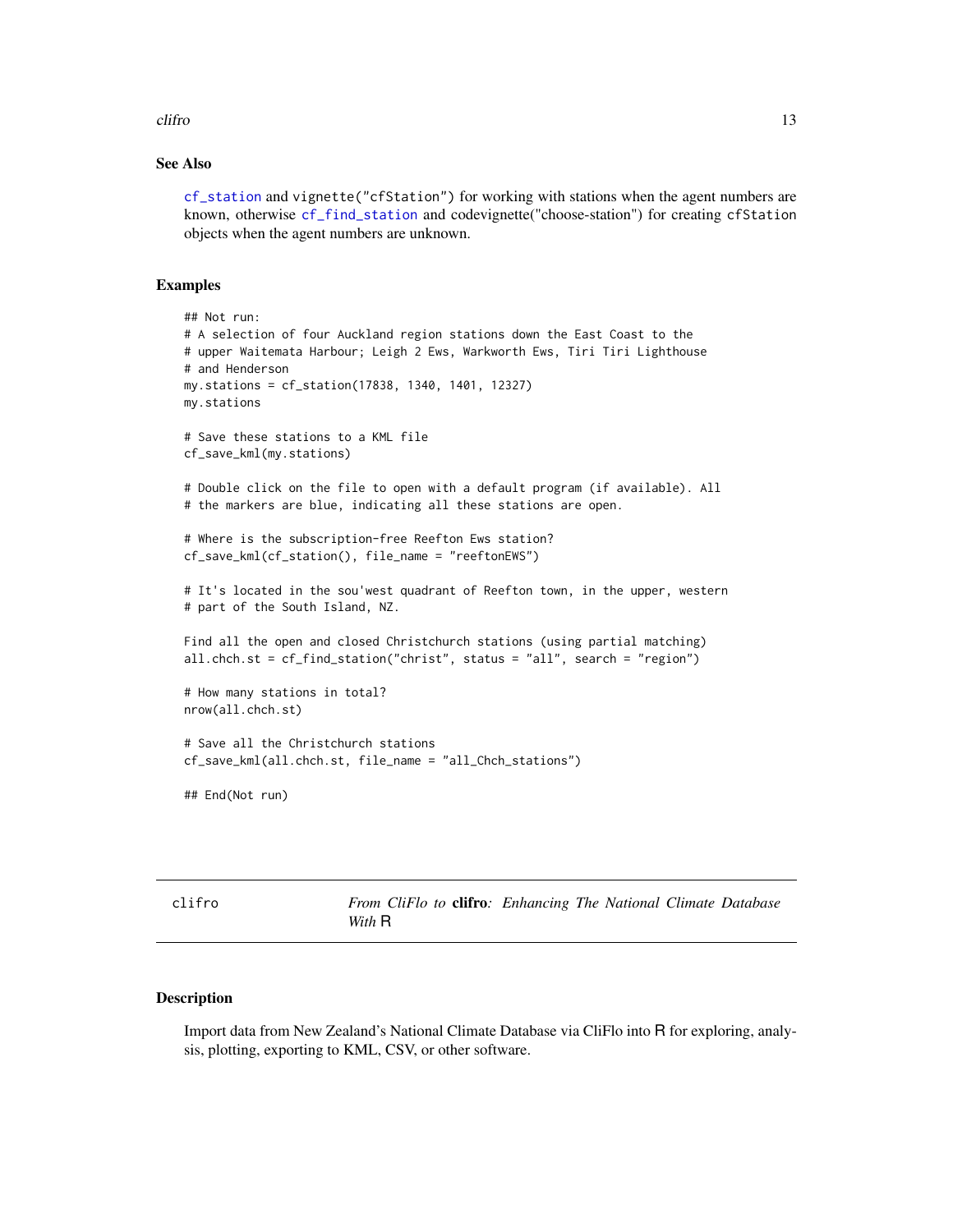## See Also

cf_station and vignette("cfStation") for working with stations when the agent numbers are known, otherwise cf_find_station and codevignette("choose-station") for creating cfStation objects when the agent numbers are unknown.

## Examples

```
## Not run:
# A selection of four Auckland region stations down the East Coast to the
# upper Waitemata Harbour; Leigh 2 Ews, Warkworth Ews, Tiri Tiri Lighthouse
# and Henderson
my.stations = cf_station(17838, 1340, 1401, 12327)
my.stations

# Save these stations to a KML file
cf_save_kml(my.stations)

# Double click on the file to open with a default program (if available). All
# the markers are blue, indicating all these stations are open.

# Where is the subscription-free Reefton Ews station?
cf_save_kml(cf_station(), file_name = "reeftonEWS")

# It's located in the sou'west quadrant of Reefton town, in the upper, western
# part of the South Island, NZ.

Find all the open and closed Christchurch stations (using partial matching)
all.chch.st = cf_find_station("christ", status = "all", search = "region")

# How many stations in total?
nrow(all.chch.st)

# Save all the Christchurch stations
cf_save_kml(all.chch.st, file_name = "all_Chch_stations")

## End(Not run)
```

---

clifro — *From CliFlo to* **clifro***: Enhancing The National Climate Database With* R

---

## Description

Import data from New Zealand's National Climate Database via CliFlo into R for exploring, analysis, plotting, exporting to KML, CSV, or other software.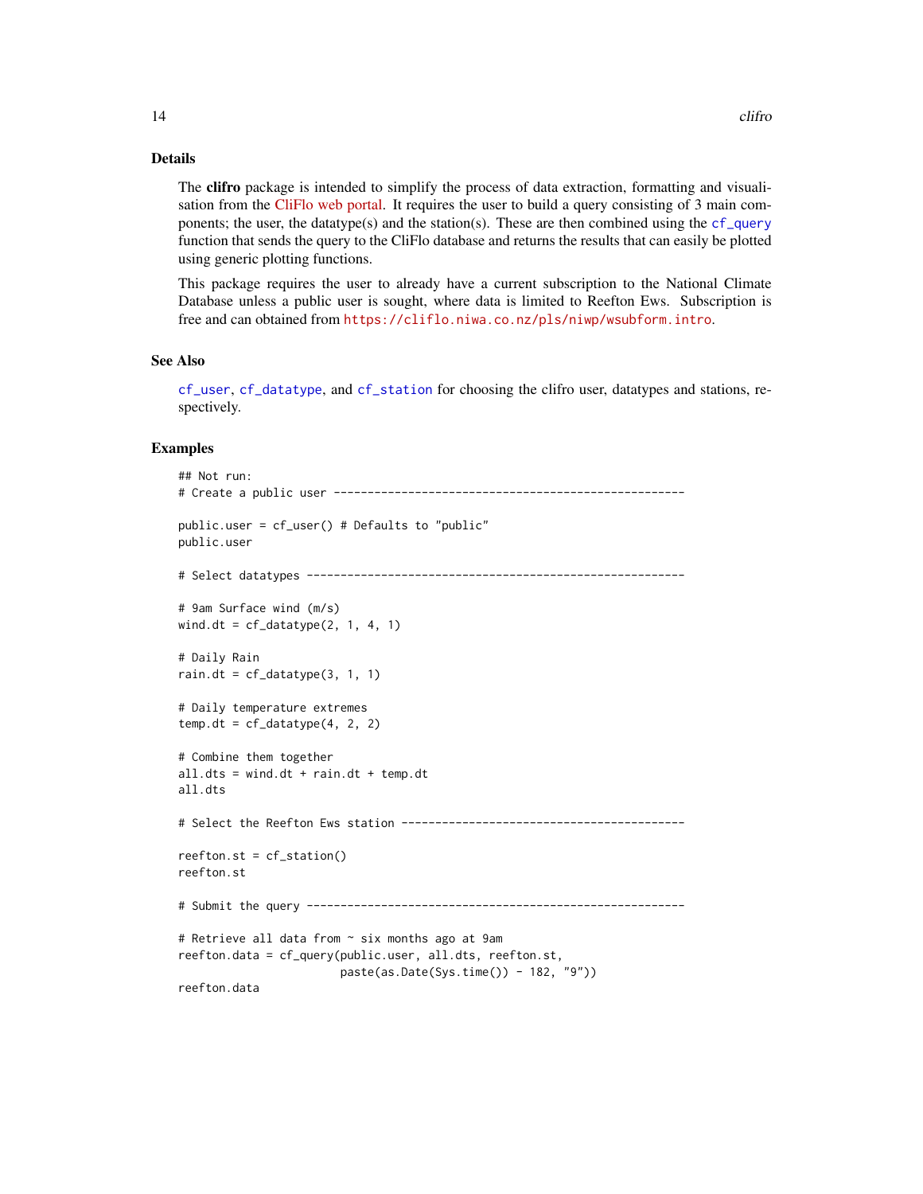## Details

The **clifro** package is intended to simplify the process of data extraction, formatting and visualisation from the CliFlo web portal. It requires the user to build a query consisting of 3 main components; the user, the datatype(s) and the station(s). These are then combined using the `cf_query` function that sends the query to the CliFlo database and returns the results that can easily be plotted using generic plotting functions.

This package requires the user to already have a current subscription to the National Climate Database unless a public user is sought, where data is limited to Reefton Ews. Subscription is free and can obtained from `https://cliflo.niwa.co.nz/pls/niwp/wsubform.intro`.

## See Also

`cf_user`, `cf_datatype`, and `cf_station` for choosing the clifro user, datatypes and stations, respectively.

## Examples

```
## Not run:
# Create a public user ----------------------------------------------------

public.user = cf_user() # Defaults to "public"
public.user

# Select datatypes --------------------------------------------------------

# 9am Surface wind (m/s)
wind.dt = cf_datatype(2, 1, 4, 1)

# Daily Rain
rain.dt = cf_datatype(3, 1, 1)

# Daily temperature extremes
temp.dt = cf_datatype(4, 2, 2)

# Combine them together
all.dts = wind.dt + rain.dt + temp.dt
all.dts

# Select the Reefton Ews station ------------------------------------------

reefton.st = cf_station()
reefton.st

# Submit the query --------------------------------------------------------

# Retrieve all data from ~ six months ago at 9am
reefton.data = cf_query(public.user, all.dts, reefton.st,
                        paste(as.Date(Sys.time()) - 182, "9"))
reefton.data
```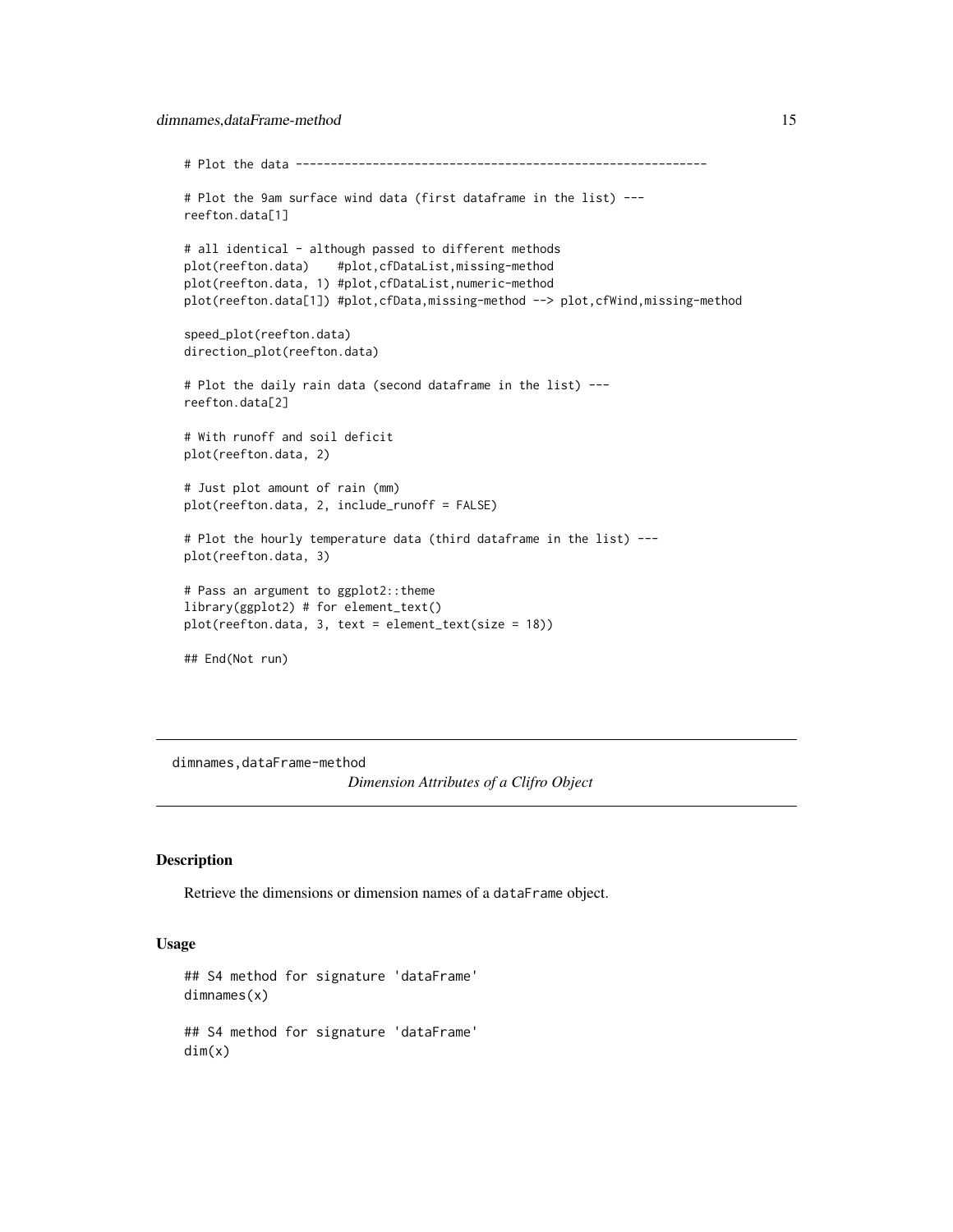```
# Plot the data ----------------------------------------------------------

# Plot the 9am surface wind data (first dataframe in the list) ---
reefton.data[1]

# all identical - although passed to different methods
plot(reefton.data)    #plot,cfDataList,missing-method
plot(reefton.data, 1) #plot,cfDataList,numeric-method
plot(reefton.data[1]) #plot,cfData,missing-method --> plot,cfWind,missing-method

speed_plot(reefton.data)
direction_plot(reefton.data)

# Plot the daily rain data (second dataframe in the list) ---
reefton.data[2]

# With runoff and soil deficit
plot(reefton.data, 2)

# Just plot amount of rain (mm)
plot(reefton.data, 2, include_runoff = FALSE)

# Plot the hourly temperature data (third dataframe in the list) ---
plot(reefton.data, 3)

# Pass an argument to ggplot2::theme
library(ggplot2) # for element_text()
plot(reefton.data, 3, text = element_text(size = 18))

## End(Not run)
```

---

`dimnames,dataFrame-method` *Dimension Attributes of a Clifro Object*

---

## Description

Retrieve the dimensions or dimension names of a `dataFrame` object.

## Usage

```
## S4 method for signature 'dataFrame'
dimnames(x)

## S4 method for signature 'dataFrame'
dim(x)
```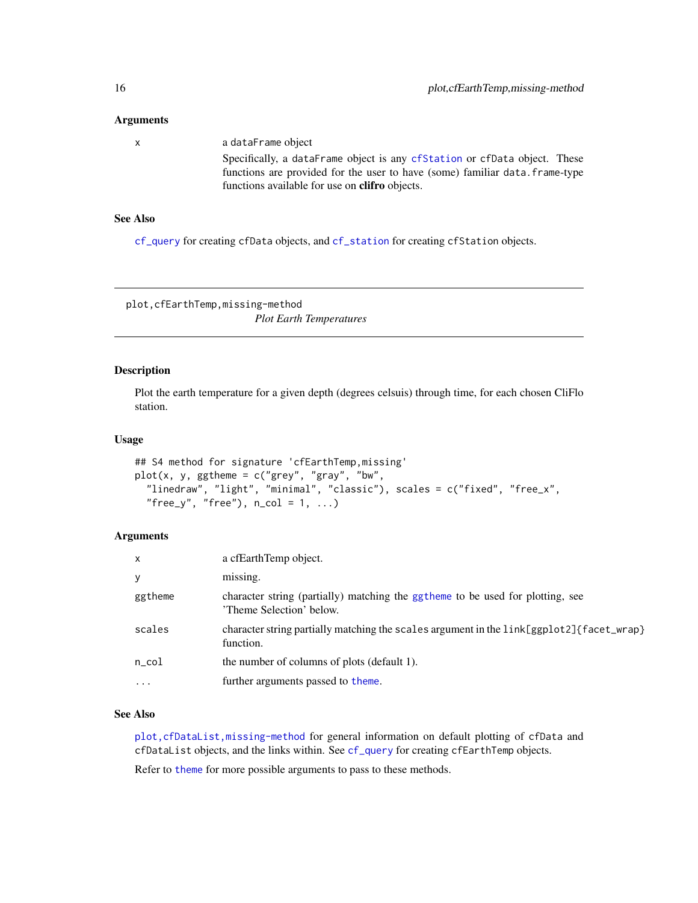### Arguments

| | |
|---|---|
| x | a dataFrame object<br>Specifically, a dataFrame object is any cfStation or cfData object. These functions are provided for the user to have (some) familiar data.frame-type functions available for use on **clifro** objects. |

### See Also

cf_query for creating cfData objects, and cf_station for creating cfStation objects.

---

## plot,cfEarthTemp,missing-method

*Plot Earth Temperatures*

---

### Description

Plot the earth temperature for a given depth (degrees celsuis) through time, for each chosen CliFlo station.

### Usage

```
## S4 method for signature 'cfEarthTemp,missing'
plot(x, y, ggtheme = c("grey", "gray", "bw",
  "linedraw", "light", "minimal", "classic"), scales = c("fixed", "free_x",
  "free_y", "free"), n_col = 1, ...)
```

### Arguments

| | |
|---|---|
| x | a cfEarthTemp object. |
| y | missing. |
| ggtheme | character string (partially) matching the ggtheme to be used for plotting, see 'Theme Selection' below. |
| scales | character string partially matching the scales argument in the link[ggplot2]{facet_wrap} function. |
| n_col | the number of columns of plots (default 1). |
| ... | further arguments passed to theme. |

### See Also

plot,cfDataList,missing-method for general information on default plotting of cfData and cfDataList objects, and the links within. See cf_query for creating cfEarthTemp objects.

Refer to theme for more possible arguments to pass to these methods.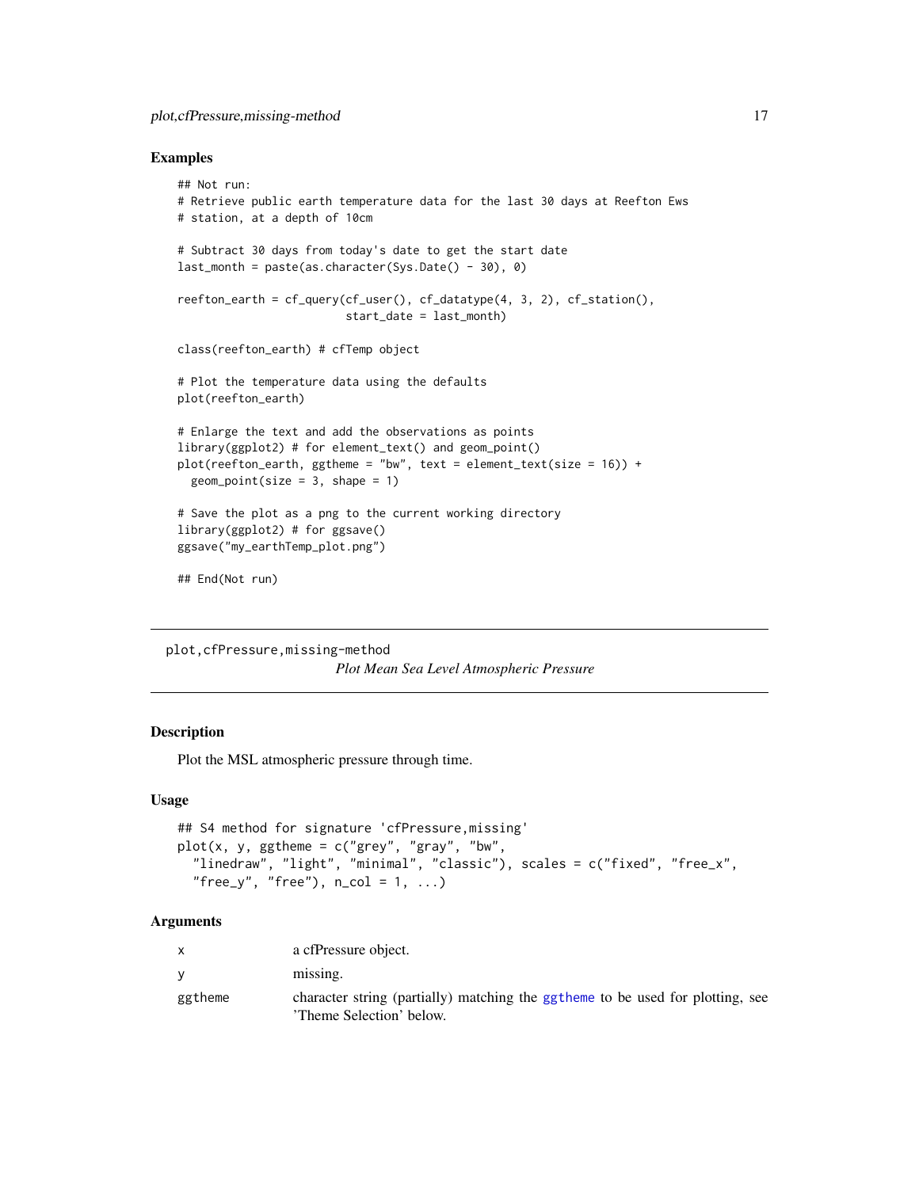## Examples

```
## Not run:
# Retrieve public earth temperature data for the last 30 days at Reefton Ews
# station, at a depth of 10cm

# Subtract 30 days from today's date to get the start date
last_month = paste(as.character(Sys.Date() - 30), 0)

reefton_earth = cf_query(cf_user(), cf_datatype(4, 3, 2), cf_station(),
                         start_date = last_month)

class(reefton_earth) # cfTemp object

# Plot the temperature data using the defaults
plot(reefton_earth)

# Enlarge the text and add the observations as points
library(ggplot2) # for element_text() and geom_point()
plot(reefton_earth, ggtheme = "bw", text = element_text(size = 16)) +
  geom_point(size = 3, shape = 1)

# Save the plot as a png to the current working directory
library(ggplot2) # for ggsave()
ggsave("my_earthTemp_plot.png")

## End(Not run)
```

---

`plot,cfPressure,missing-method` *Plot Mean Sea Level Atmospheric Pressure*

---

## Description

Plot the MSL atmospheric pressure through time.

## Usage

```
## S4 method for signature 'cfPressure,missing'
plot(x, y, ggtheme = c("grey", "gray", "bw",
  "linedraw", "light", "minimal", "classic"), scales = c("fixed", "free_x",
  "free_y", "free"), n_col = 1, ...)
```

## Arguments

| | |
|---|---|
| `x` | a cfPressure object. |
| `y` | missing. |
| `ggtheme` | character string (partially) matching the `ggtheme` to be used for plotting, see 'Theme Selection' below. |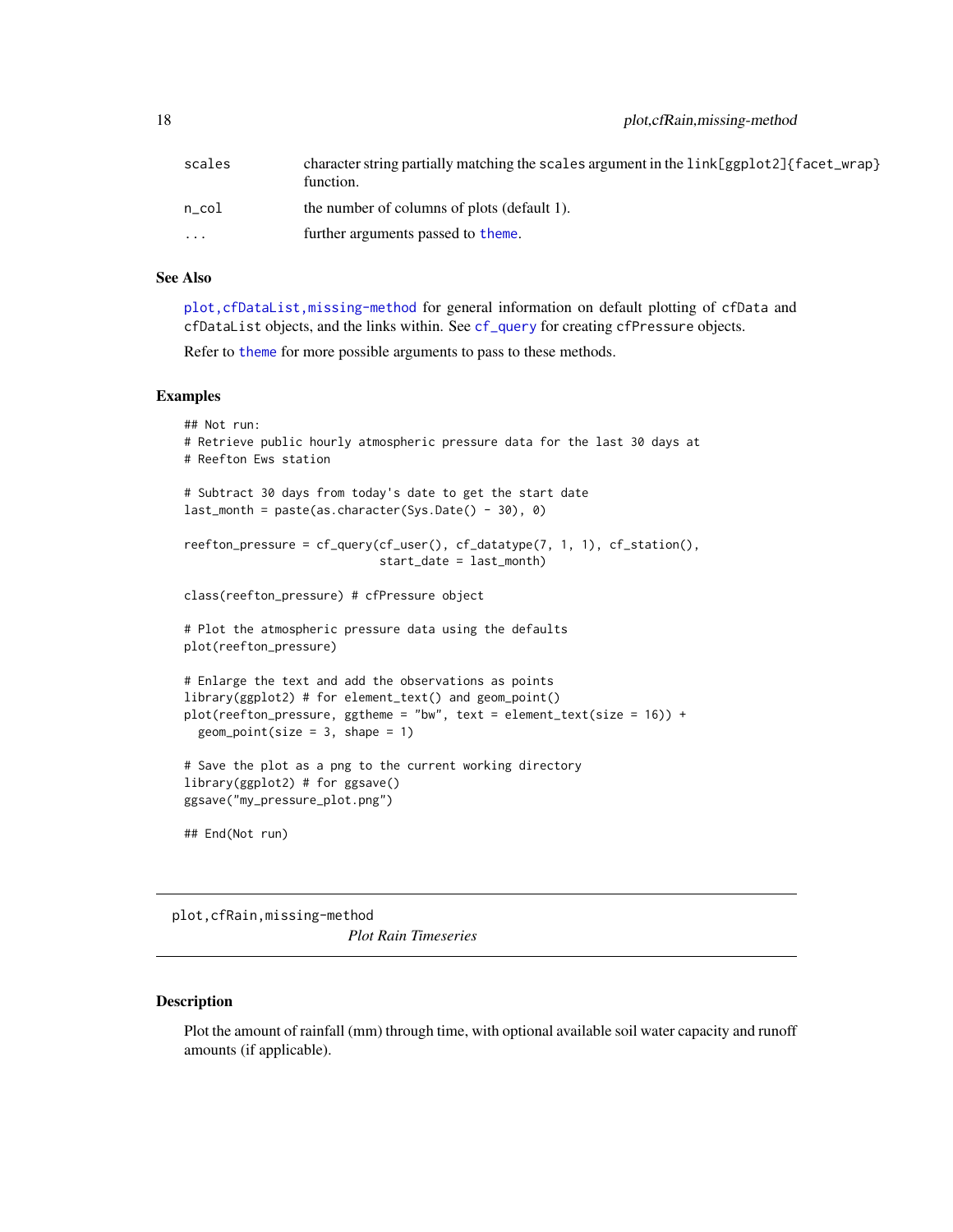| | |
|---|---|
| scales | character string partially matching the scales argument in the link[ggplot2]{facet_wrap} function. |
| n_col | the number of columns of plots (default 1). |
| ... | further arguments passed to theme. |

### See Also

plot,cfDataList,missing-method for general information on default plotting of cfData and cfDataList objects, and the links within. See cf_query for creating cfPressure objects.

Refer to theme for more possible arguments to pass to these methods.

### Examples

```
## Not run:
# Retrieve public hourly atmospheric pressure data for the last 30 days at
# Reefton Ews station

# Subtract 30 days from today's date to get the start date
last_month = paste(as.character(Sys.Date() - 30), 0)

reefton_pressure = cf_query(cf_user(), cf_datatype(7, 1, 1), cf_station(),
                            start_date = last_month)

class(reefton_pressure) # cfPressure object

# Plot the atmospheric pressure data using the defaults
plot(reefton_pressure)

# Enlarge the text and add the observations as points
library(ggplot2) # for element_text() and geom_point()
plot(reefton_pressure, ggtheme = "bw", text = element_text(size = 16)) +
  geom_point(size = 3, shape = 1)

# Save the plot as a png to the current working directory
library(ggplot2) # for ggsave()
ggsave("my_pressure_plot.png")

## End(Not run)
```

---

## plot,cfRain,missing-method

*Plot Rain Timeseries*

### Description

Plot the amount of rainfall (mm) through time, with optional available soil water capacity and runoff amounts (if applicable).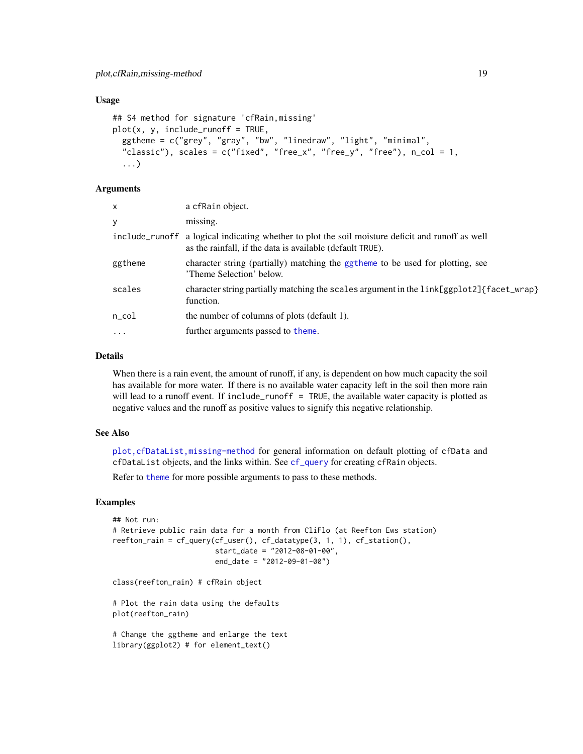### Usage

```
## S4 method for signature 'cfRain,missing'
plot(x, y, include_runoff = TRUE,
  ggtheme = c("grey", "gray", "bw", "linedraw", "light", "minimal",
  "classic"), scales = c("fixed", "free_x", "free_y", "free"), n_col = 1,
  ...)
```

### Arguments

| | |
|---|---|
| x | a cfRain object. |
| y | missing. |
| include_runoff | a logical indicating whether to plot the soil moisture deficit and runoff as well as the rainfall, if the data is available (default TRUE). |
| ggtheme | character string (partially) matching the ggtheme to be used for plotting, see 'Theme Selection' below. |
| scales | character string partially matching the scales argument in the link[ggplot2]{facet_wrap} function. |
| n_col | the number of columns of plots (default 1). |
| ... | further arguments passed to theme. |

### Details

When there is a rain event, the amount of runoff, if any, is dependent on how much capacity the soil has available for more water. If there is no available water capacity left in the soil then more rain will lead to a runoff event. If include_runoff = TRUE, the available water capacity is plotted as negative values and the runoff as positive values to signify this negative relationship.

### See Also

plot,cfDataList,missing-method for general information on default plotting of cfData and cfDataList objects, and the links within. See cf_query for creating cfRain objects.

Refer to theme for more possible arguments to pass to these methods.

### Examples

```
## Not run:
# Retrieve public rain data for a month from CliFlo (at Reefton Ews station)
reefton_rain = cf_query(cf_user(), cf_datatype(3, 1, 1), cf_station(),
                        start_date = "2012-08-01-00",
                        end_date = "2012-09-01-00")

class(reefton_rain) # cfRain object

# Plot the rain data using the defaults
plot(reefton_rain)

# Change the ggtheme and enlarge the text
library(ggplot2) # for element_text()
```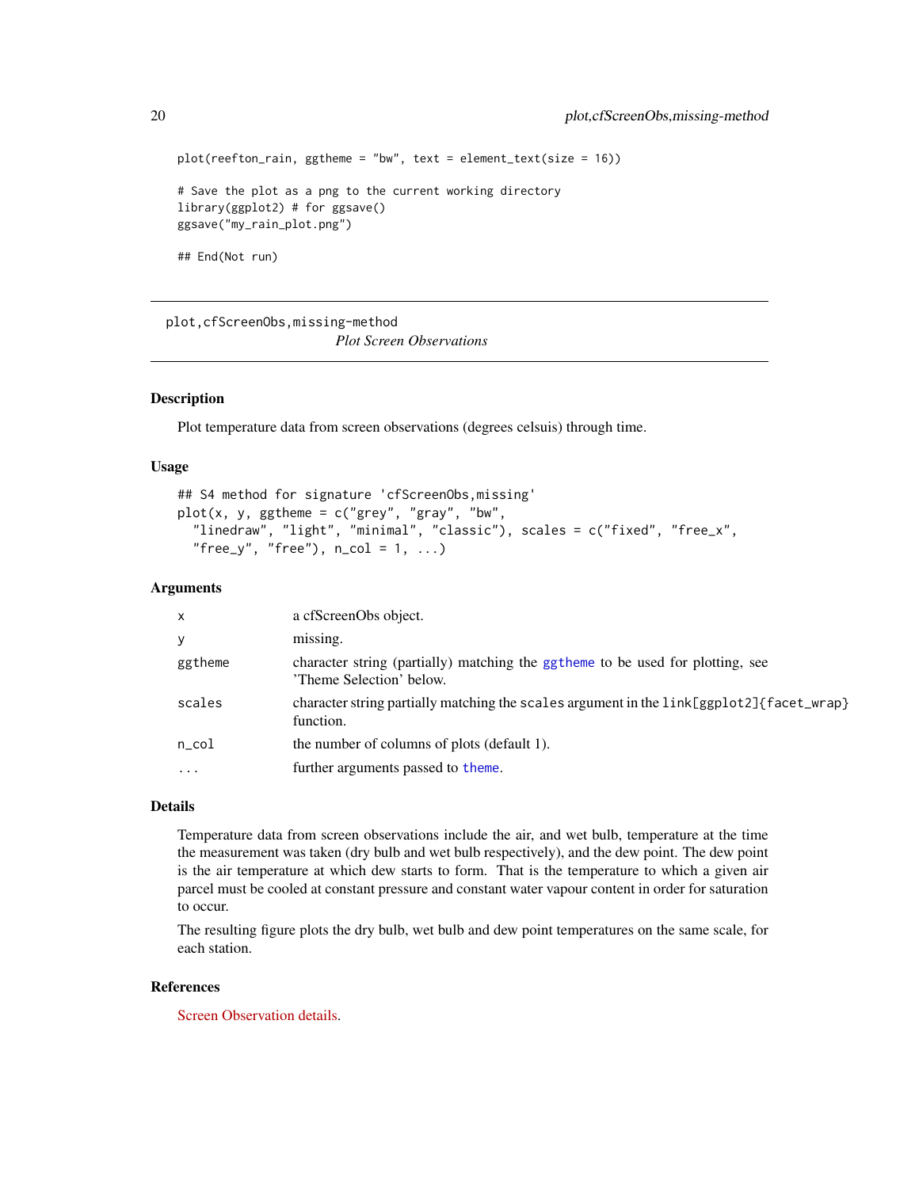```
plot(reefton_rain, ggtheme = "bw", text = element_text(size = 16))

# Save the plot as a png to the current working directory
library(ggplot2) # for ggsave()
ggsave("my_rain_plot.png")

## End(Not run)
```

---

## plot,cfScreenObs,missing-method

*Plot Screen Observations*

---

### Description

Plot temperature data from screen observations (degrees celsuis) through time.

### Usage

```
## S4 method for signature 'cfScreenObs,missing'
plot(x, y, ggtheme = c("grey", "gray", "bw",
  "linedraw", "light", "minimal", "classic"), scales = c("fixed", "free_x",
  "free_y", "free"), n_col = 1, ...)
```

### Arguments

| | |
|---|---|
| `x` | a cfScreenObs object. |
| `y` | missing. |
| `ggtheme` | character string (partially) matching the `ggtheme` to be used for plotting, see 'Theme Selection' below. |
| `scales` | character string partially matching the `scales` argument in the `link[ggplot2]{facet_wrap}` function. |
| `n_col` | the number of columns of plots (default 1). |
| `...` | further arguments passed to `theme`. |

### Details

Temperature data from screen observations include the air, and wet bulb, temperature at the time the measurement was taken (dry bulb and wet bulb respectively), and the dew point. The dew point is the air temperature at which dew starts to form. That is the temperature to which a given air parcel must be cooled at constant pressure and constant water vapour content in order for saturation to occur.

The resulting figure plots the dry bulb, wet bulb and dew point temperatures on the same scale, for each station.

### References

Screen Observation details.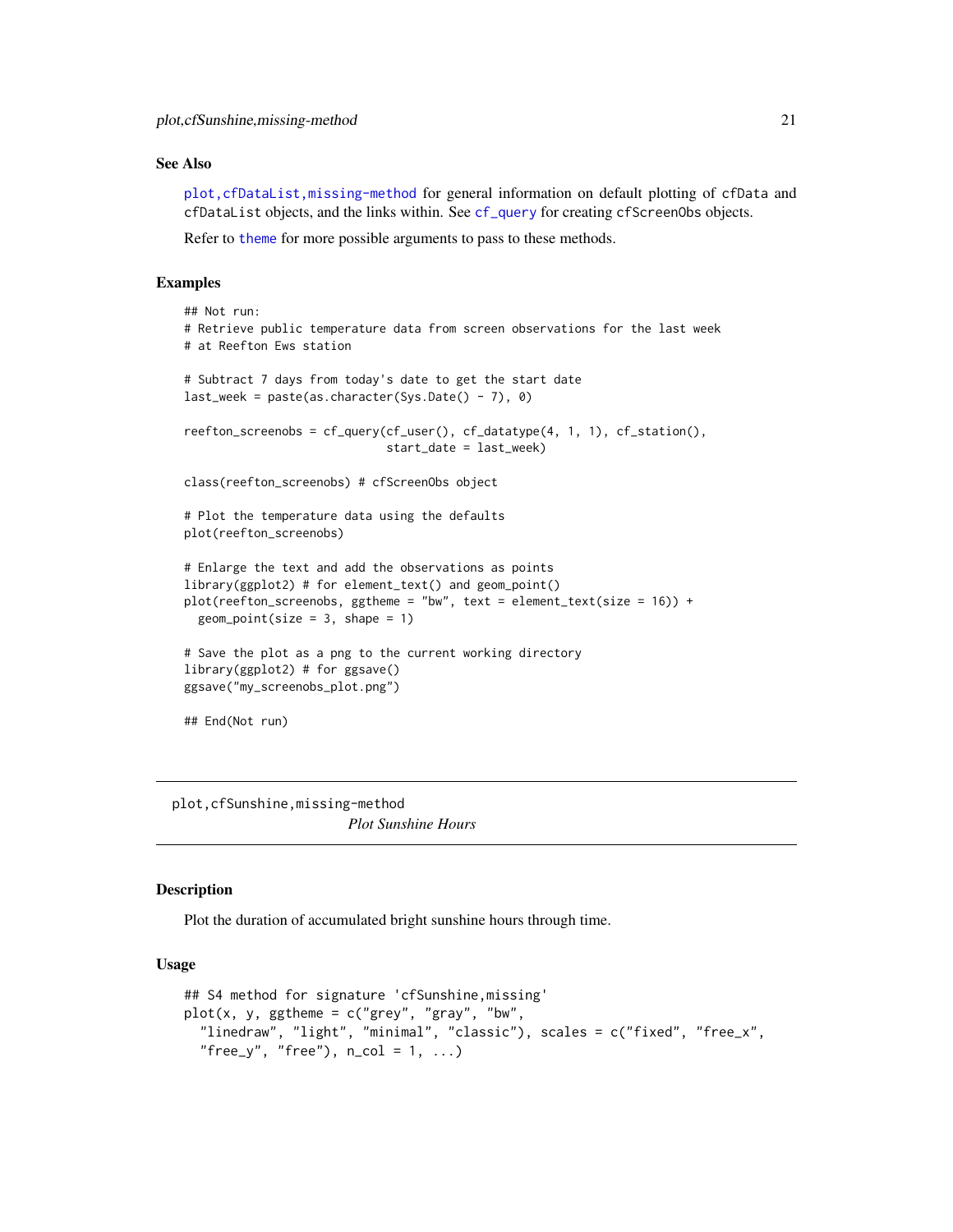### See Also

plot,cfDataList,missing-method for general information on default plotting of cfData and cfDataList objects, and the links within. See cf_query for creating cfScreenObs objects.

Refer to theme for more possible arguments to pass to these methods.

### Examples

```
## Not run:
# Retrieve public temperature data from screen observations for the last week
# at Reefton Ews station

# Subtract 7 days from today's date to get the start date
last_week = paste(as.character(Sys.Date() - 7), 0)

reefton_screenobs = cf_query(cf_user(), cf_datatype(4, 1, 1), cf_station(),
                             start_date = last_week)

class(reefton_screenobs) # cfScreenObs object

# Plot the temperature data using the defaults
plot(reefton_screenobs)

# Enlarge the text and add the observations as points
library(ggplot2) # for element_text() and geom_point()
plot(reefton_screenobs, ggtheme = "bw", text = element_text(size = 16)) +
  geom_point(size = 3, shape = 1)

# Save the plot as a png to the current working directory
library(ggplot2) # for ggsave()
ggsave("my_screenobs_plot.png")

## End(Not run)
```

---

## plot,cfSunshine,missing-method — *Plot Sunshine Hours*

---

### Description

Plot the duration of accumulated bright sunshine hours through time.

### Usage

```
## S4 method for signature 'cfSunshine,missing'
plot(x, y, ggtheme = c("grey", "gray", "bw",
  "linedraw", "light", "minimal", "classic"), scales = c("fixed", "free_x",
  "free_y", "free"), n_col = 1, ...)
```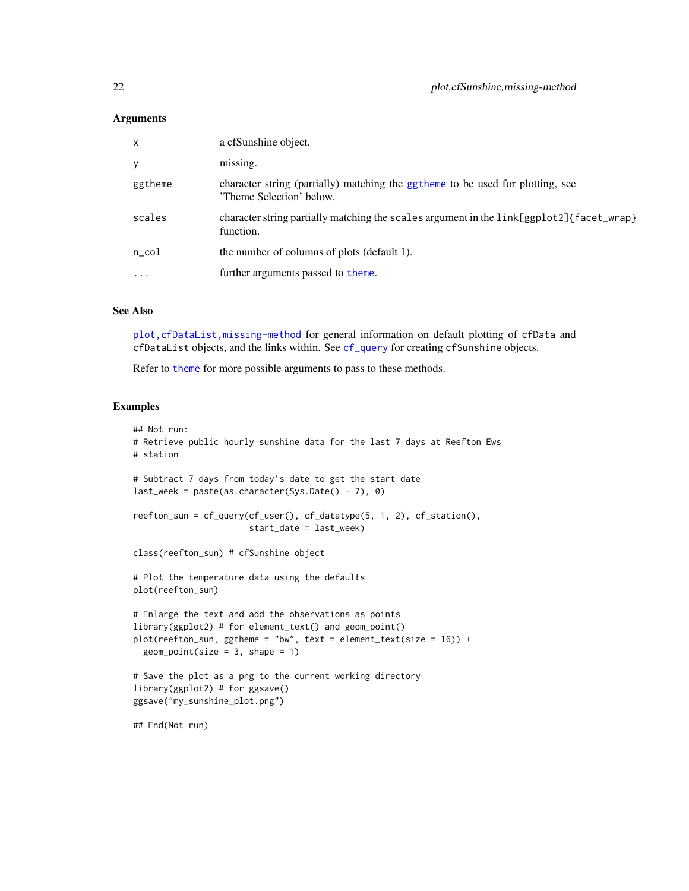### Arguments

| | |
|---|---|
| x | a cfSunshine object. |
| y | missing. |
| ggtheme | character string (partially) matching the ggtheme to be used for plotting, see 'Theme Selection' below. |
| scales | character string partially matching the scales argument in the link[ggplot2]{facet_wrap} function. |
| n_col | the number of columns of plots (default 1). |
| ... | further arguments passed to theme. |

### See Also

plot,cfDataList,missing-method for general information on default plotting of cfData and cfDataList objects, and the links within. See cf_query for creating cfSunshine objects.

Refer to theme for more possible arguments to pass to these methods.

### Examples

```
## Not run:
# Retrieve public hourly sunshine data for the last 7 days at Reefton Ews
# station

# Subtract 7 days from today's date to get the start date
last_week = paste(as.character(Sys.Date() - 7), 0)

reefton_sun = cf_query(cf_user(), cf_datatype(5, 1, 2), cf_station(),
                       start_date = last_week)

class(reefton_sun) # cfSunshine object

# Plot the temperature data using the defaults
plot(reefton_sun)

# Enlarge the text and add the observations as points
library(ggplot2) # for element_text() and geom_point()
plot(reefton_sun, ggtheme = "bw", text = element_text(size = 16)) +
  geom_point(size = 3, shape = 1)

# Save the plot as a png to the current working directory
library(ggplot2) # for ggsave()
ggsave("my_sunshine_plot.png")

## End(Not run)
```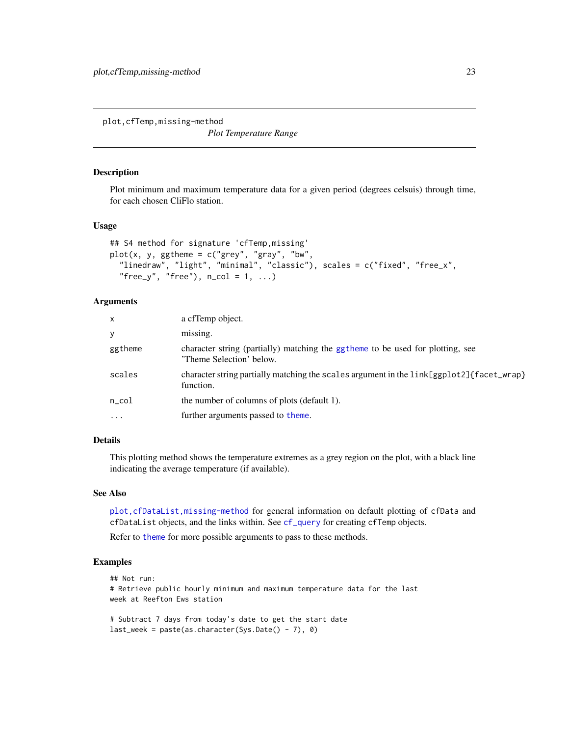## plot,cfTemp,missing-method

*Plot Temperature Range*

### Description

Plot minimum and maximum temperature data for a given period (degrees celsuis) through time, for each chosen CliFlo station.

### Usage

```
## S4 method for signature 'cfTemp,missing'
plot(x, y, ggtheme = c("grey", "gray", "bw",
  "linedraw", "light", "minimal", "classic"), scales = c("fixed", "free_x",
  "free_y", "free"), n_col = 1, ...)
```

### Arguments

| | |
|---|---|
| x | a cfTemp object. |
| y | missing. |
| ggtheme | character string (partially) matching the ggtheme to be used for plotting, see 'Theme Selection' below. |
| scales | character string partially matching the `scales` argument in the `link[ggplot2]{facet_wrap}` function. |
| n_col | the number of columns of plots (default 1). |
| ... | further arguments passed to theme. |

### Details

This plotting method shows the temperature extremes as a grey region on the plot, with a black line indicating the average temperature (if available).

### See Also

plot,cfDataList,missing-method for general information on default plotting of `cfData` and `cfDataList` objects, and the links within. See cf_query for creating `cfTemp` objects.

Refer to theme for more possible arguments to pass to these methods.

### Examples

```
## Not run:
# Retrieve public hourly minimum and maximum temperature data for the last
week at Reefton Ews station

# Subtract 7 days from today's date to get the start date
last_week = paste(as.character(Sys.Date() - 7), 0)
```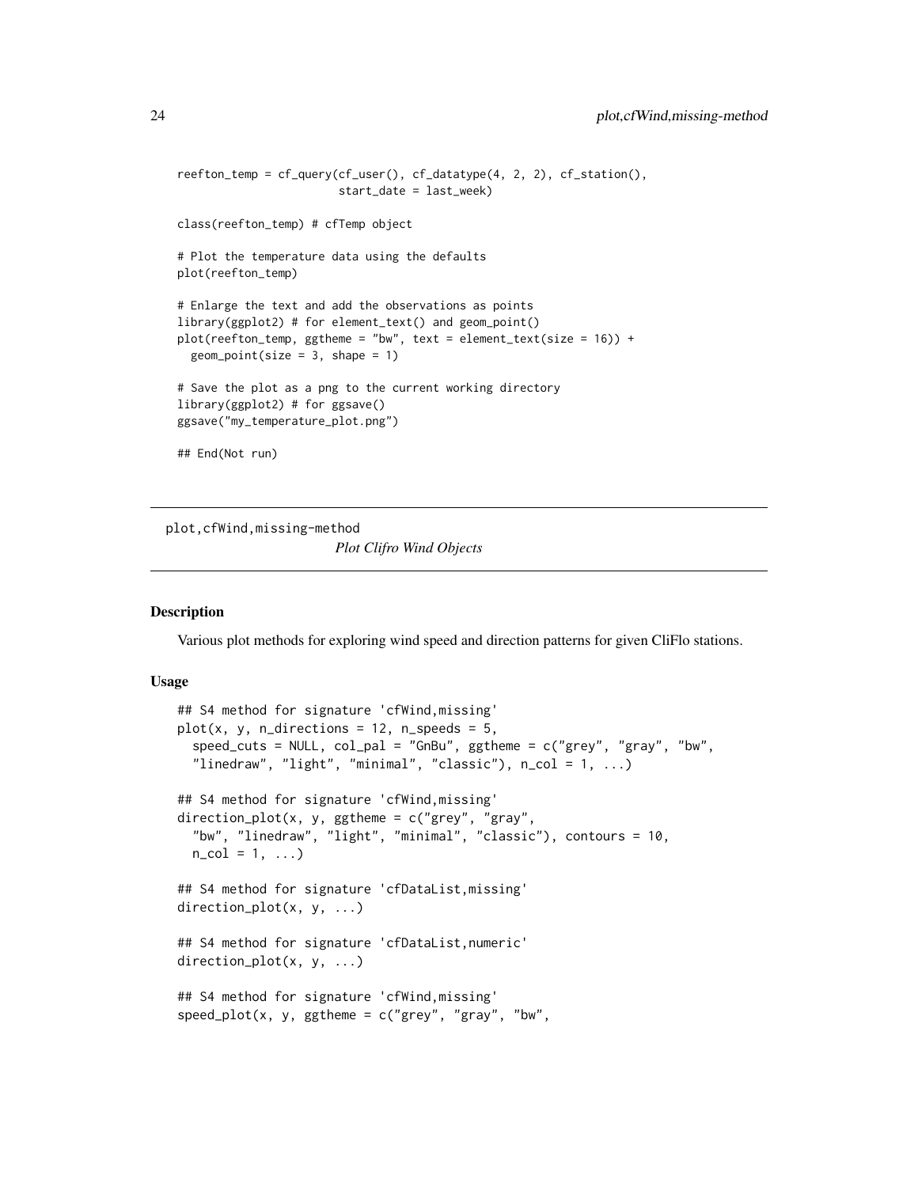```
reefton_temp = cf_query(cf_user(), cf_datatype(4, 2, 2), cf_station(),
                        start_date = last_week)

class(reefton_temp) # cfTemp object

# Plot the temperature data using the defaults
plot(reefton_temp)

# Enlarge the text and add the observations as points
library(ggplot2) # for element_text() and geom_point()
plot(reefton_temp, ggtheme = "bw", text = element_text(size = 16)) +
  geom_point(size = 3, shape = 1)

# Save the plot as a png to the current working directory
library(ggplot2) # for ggsave()
ggsave("my_temperature_plot.png")

## End(Not run)
```

---

plot,cfWind,missing-method *Plot Clifro Wind Objects*

---

## Description

Various plot methods for exploring wind speed and direction patterns for given CliFlo stations.

## Usage

```
## S4 method for signature 'cfWind,missing'
plot(x, y, n_directions = 12, n_speeds = 5,
  speed_cuts = NULL, col_pal = "GnBu", ggtheme = c("grey", "gray", "bw",
  "linedraw", "light", "minimal", "classic"), n_col = 1, ...)

## S4 method for signature 'cfWind,missing'
direction_plot(x, y, ggtheme = c("grey", "gray",
  "bw", "linedraw", "light", "minimal", "classic"), contours = 10,
  n_col = 1, ...)

## S4 method for signature 'cfDataList,missing'
direction_plot(x, y, ...)

## S4 method for signature 'cfDataList,numeric'
direction_plot(x, y, ...)

## S4 method for signature 'cfWind,missing'
speed_plot(x, y, ggtheme = c("grey", "gray", "bw",
```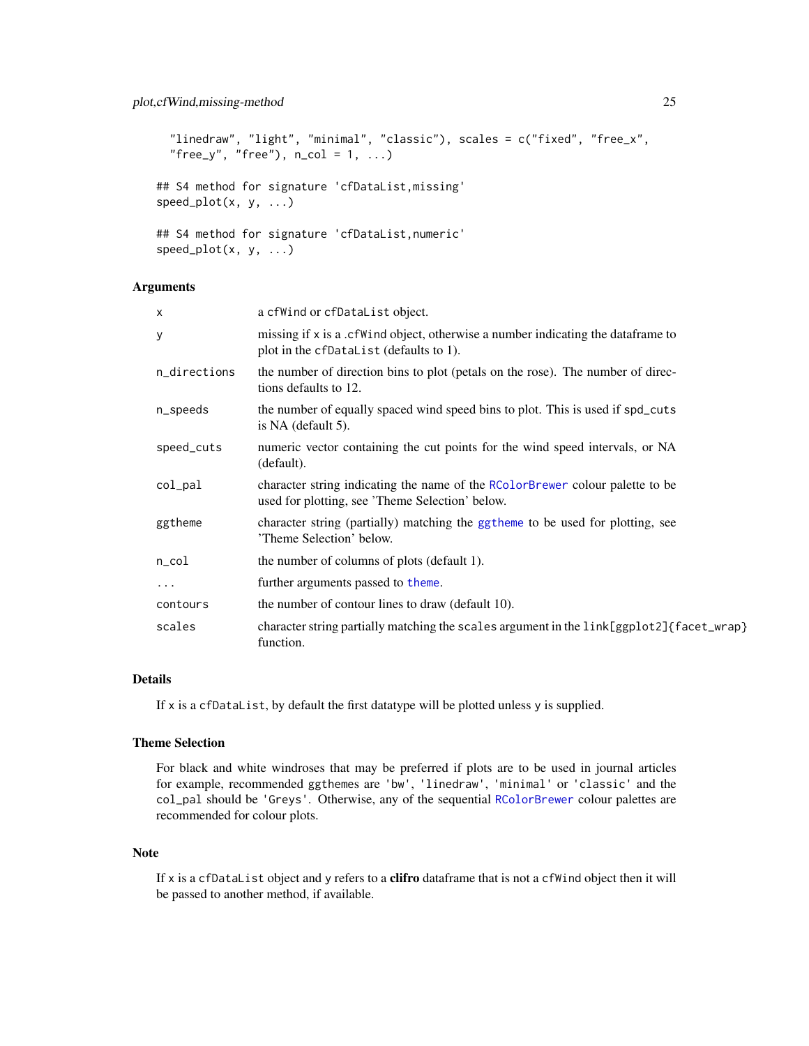```
  "linedraw", "light", "minimal", "classic"), scales = c("fixed", "free_x",
  "free_y", "free"), n_col = 1, ...)

## S4 method for signature 'cfDataList,missing'
speed_plot(x, y, ...)

## S4 method for signature 'cfDataList,numeric'
speed_plot(x, y, ...)
```

### Arguments

| | |
|---|---|
| `x` | a `cfWind` or `cfDataList` object. |
| `y` | missing if `x` is a .`cfWind` object, otherwise a number indicating the dataframe to plot in the `cfDataList` (defaults to 1). |
| `n_directions` | the number of direction bins to plot (petals on the rose). The number of directions defaults to 12. |
| `n_speeds` | the number of equally spaced wind speed bins to plot. This is used if `spd_cuts` is NA (default 5). |
| `speed_cuts` | numeric vector containing the cut points for the wind speed intervals, or NA (default). |
| `col_pal` | character string indicating the name of the RColorBrewer colour palette to be used for plotting, see 'Theme Selection' below. |
| `ggtheme` | character string (partially) matching the ggtheme to be used for plotting, see 'Theme Selection' below. |
| `n_col` | the number of columns of plots (default 1). |
| `...` | further arguments passed to theme. |
| `contours` | the number of contour lines to draw (default 10). |
| `scales` | character string partially matching the `scales` argument in the `link[ggplot2]{facet_wrap}` function. |

### Details

If `x` is a `cfDataList`, by default the first datatype will be plotted unless `y` is supplied.

### Theme Selection

For black and white windroses that may be preferred if plots are to be used in journal articles for example, recommended ggthemes are `'bw'`, `'linedraw'`, `'minimal'` or `'classic'` and the `col_pal` should be `'Greys'`. Otherwise, any of the sequential RColorBrewer colour palettes are recommended for colour plots.

### Note

If `x` is a `cfDataList` object and `y` refers to a **clifro** dataframe that is not a `cfWind` object then it will be passed to another method, if available.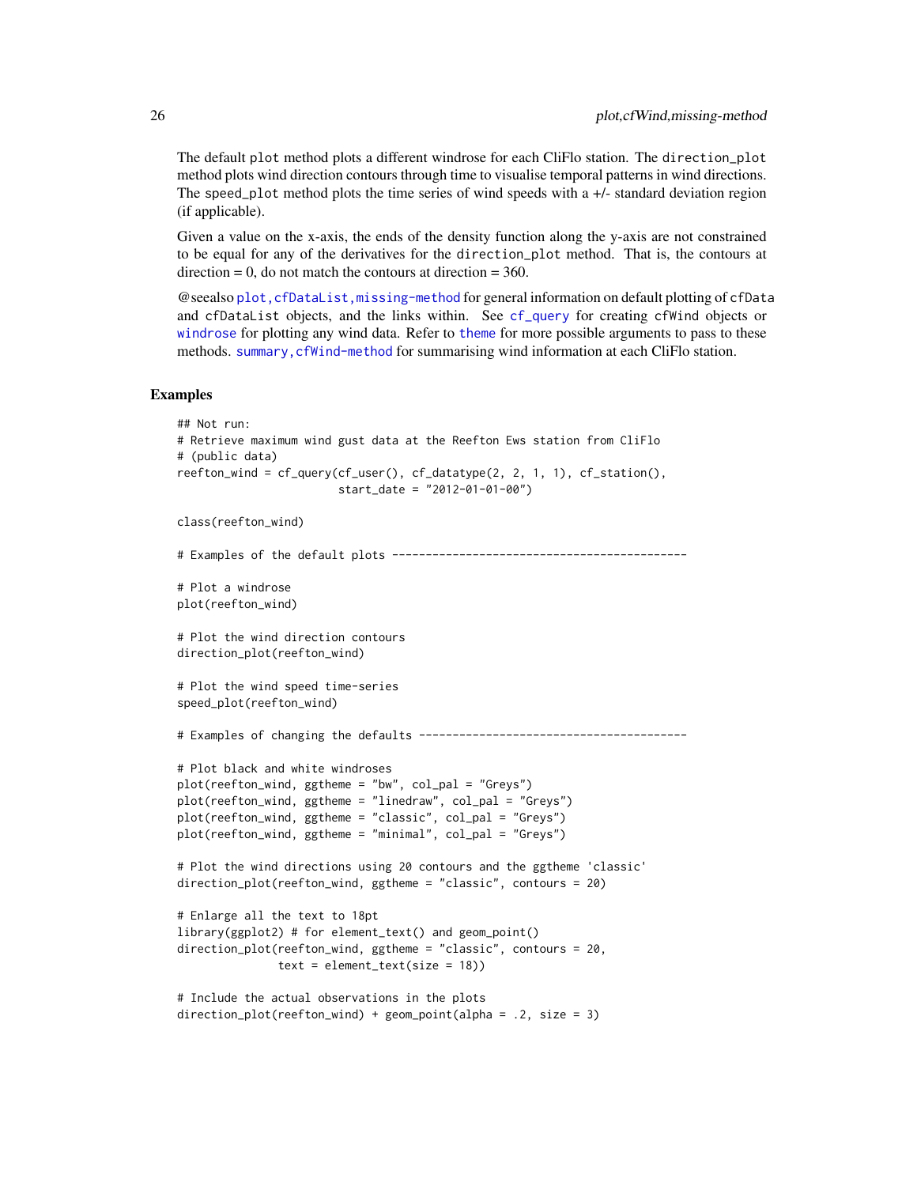The default `plot` method plots a different windrose for each CliFlo station. The `direction_plot` method plots wind direction contours through time to visualise temporal patterns in wind directions. The `speed_plot` method plots the time series of wind speeds with a +/- standard deviation region (if applicable).

Given a value on the x-axis, the ends of the density function along the y-axis are not constrained to be equal for any of the derivatives for the `direction_plot` method. That is, the contours at direction = 0, do not match the contours at direction = 360.

@seealso `plot,cfDataList,missing-method` for general information on default plotting of `cfData` and `cfDataList` objects, and the links within. See `cf_query` for creating `cfWind` objects or `windrose` for plotting any wind data. Refer to `theme` for more possible arguments to pass to these methods. `summary,cfWind-method` for summarising wind information at each CliFlo station.

### Examples

```
## Not run:
# Retrieve maximum wind gust data at the Reefton Ews station from CliFlo
# (public data)
reefton_wind = cf_query(cf_user(), cf_datatype(2, 2, 1, 1), cf_station(),
                        start_date = "2012-01-01-00")

class(reefton_wind)

# Examples of the default plots --------------------------------------------

# Plot a windrose
plot(reefton_wind)

# Plot the wind direction contours
direction_plot(reefton_wind)

# Plot the wind speed time-series
speed_plot(reefton_wind)

# Examples of changing the defaults ----------------------------------------

# Plot black and white windroses
plot(reefton_wind, ggtheme = "bw", col_pal = "Greys")
plot(reefton_wind, ggtheme = "linedraw", col_pal = "Greys")
plot(reefton_wind, ggtheme = "classic", col_pal = "Greys")
plot(reefton_wind, ggtheme = "minimal", col_pal = "Greys")

# Plot the wind directions using 20 contours and the ggtheme 'classic'
direction_plot(reefton_wind, ggtheme = "classic", contours = 20)

# Enlarge all the text to 18pt
library(ggplot2) # for element_text() and geom_point()
direction_plot(reefton_wind, ggtheme = "classic", contours = 20,
               text = element_text(size = 18))

# Include the actual observations in the plots
direction_plot(reefton_wind) + geom_point(alpha = .2, size = 3)
```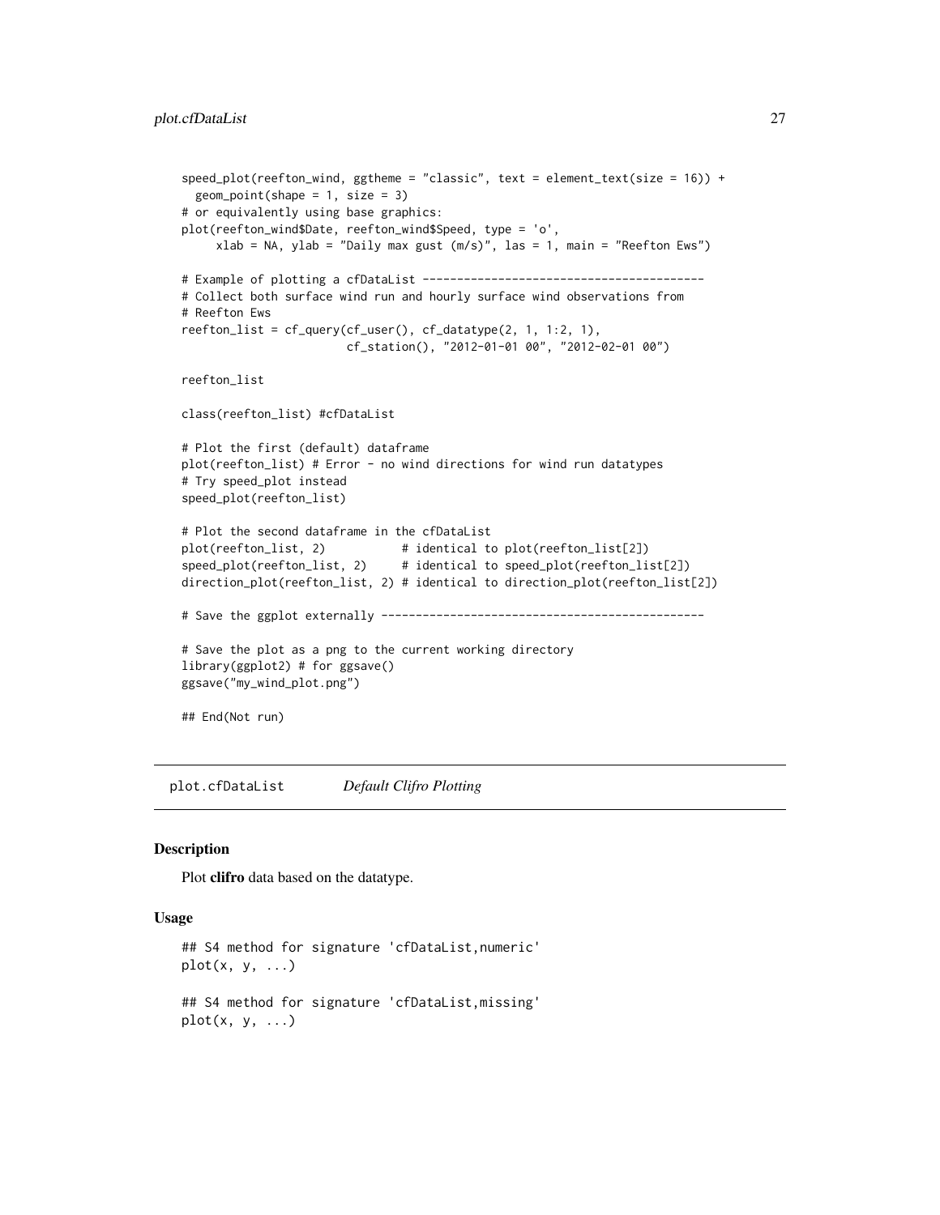```
speed_plot(reefton_wind, ggtheme = "classic", text = element_text(size = 16)) +
  geom_point(shape = 1, size = 3)
# or equivalently using base graphics:
plot(reefton_wind$Date, reefton_wind$Speed, type = 'o',
     xlab = NA, ylab = "Daily max gust (m/s)", las = 1, main = "Reefton Ews")

# Example of plotting a cfDataList ------------------------------------------
# Collect both surface wind run and hourly surface wind observations from
# Reefton Ews
reefton_list = cf_query(cf_user(), cf_datatype(2, 1, 1:2, 1),
                        cf_station(), "2012-01-01 00", "2012-02-01 00")

reefton_list

class(reefton_list) #cfDataList

# Plot the first (default) dataframe
plot(reefton_list) # Error - no wind directions for wind run datatypes
# Try speed_plot instead
speed_plot(reefton_list)

# Plot the second dataframe in the cfDataList
plot(reefton_list, 2)           # identical to plot(reefton_list[2])
speed_plot(reefton_list, 2)     # identical to speed_plot(reefton_list[2])
direction_plot(reefton_list, 2) # identical to direction_plot(reefton_list[2])

# Save the ggplot externally -----------------------------------------------

# Save the plot as a png to the current working directory
library(ggplot2) # for ggsave()
ggsave("my_wind_plot.png")

## End(Not run)
```

## plot.cfDataList *Default Clifro Plotting*

### Description

Plot **clifro** data based on the datatype.

### Usage

```
## S4 method for signature 'cfDataList,numeric'
plot(x, y, ...)

## S4 method for signature 'cfDataList,missing'
plot(x, y, ...)
```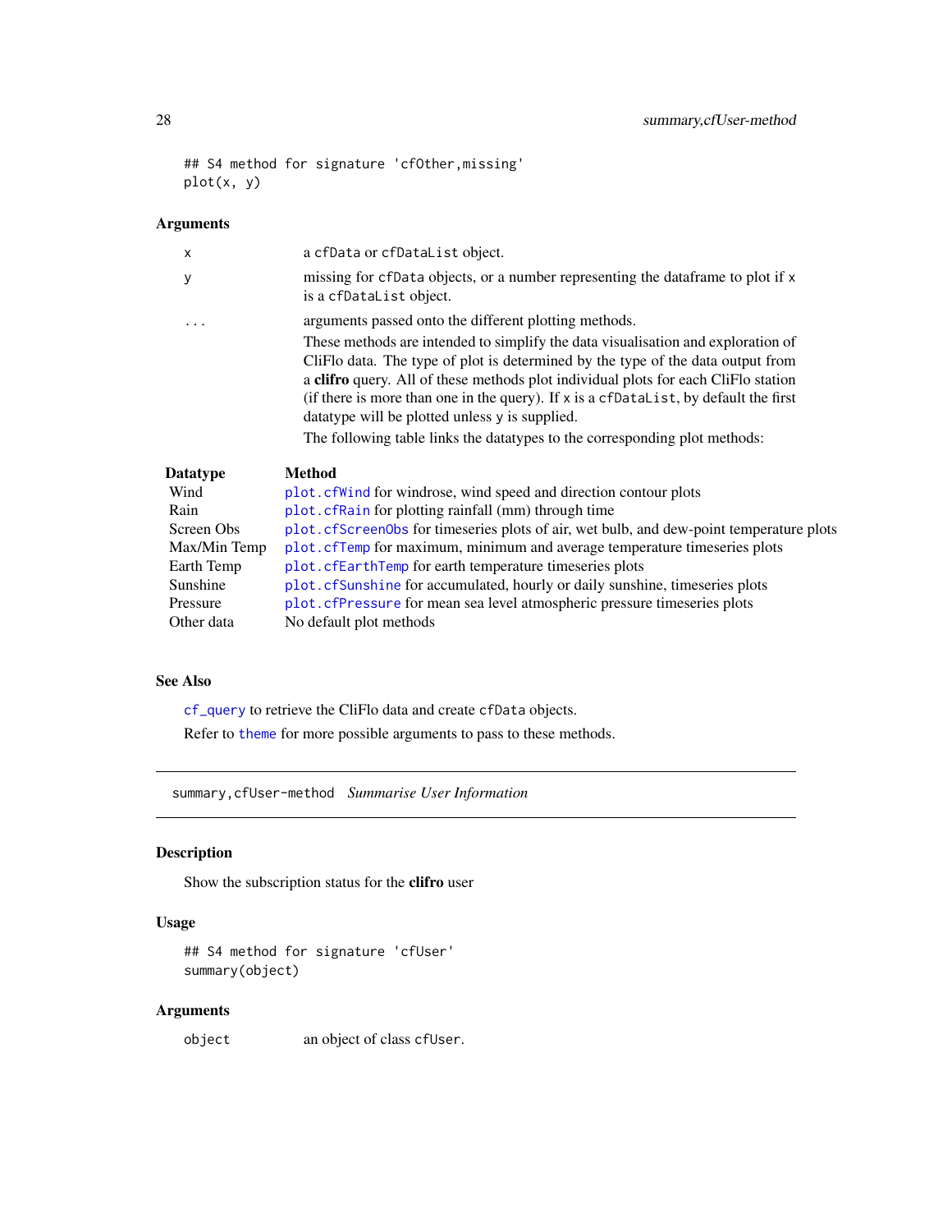```
## S4 method for signature 'cfOther,missing'
plot(x, y)
```

### Arguments

| | |
|---|---|
| x | a cfData or cfDataList object. |
| y | missing for cfData objects, or a number representing the dataframe to plot if x is a cfDataList object. |
| ... | arguments passed onto the different plotting methods. |

These methods are intended to simplify the data visualisation and exploration of CliFlo data. The type of plot is determined by the type of the data output from a **clifro** query. All of these methods plot individual plots for each CliFlo station (if there is more than one in the query). If x is a cfDataList, by default the first datatype will be plotted unless y is supplied.

The following table links the datatypes to the corresponding plot methods:

| **Datatype** | **Method** |
|---|---|
| Wind | plot.cfWind for windrose, wind speed and direction contour plots |
| Rain | plot.cfRain for plotting rainfall (mm) through time |
| Screen Obs | plot.cfScreenObs for timeseries plots of air, wet bulb, and dew-point temperature plots |
| Max/Min Temp | plot.cfTemp for maximum, minimum and average temperature timeseries plots |
| Earth Temp | plot.cfEarthTemp for earth temperature timeseries plots |
| Sunshine | plot.cfSunshine for accumulated, hourly or daily sunshine, timeseries plots |
| Pressure | plot.cfPressure for mean sea level atmospheric pressure timeseries plots |
| Other data | No default plot methods |

### See Also

cf_query to retrieve the CliFlo data and create cfData objects.

Refer to theme for more possible arguments to pass to these methods.

---

## summary,cfUser-method *Summarise User Information*

### Description

Show the subscription status for the **clifro** user

### Usage

```
## S4 method for signature 'cfUser'
summary(object)
```

### Arguments

| | |
|---|---|
| object | an object of class cfUser. |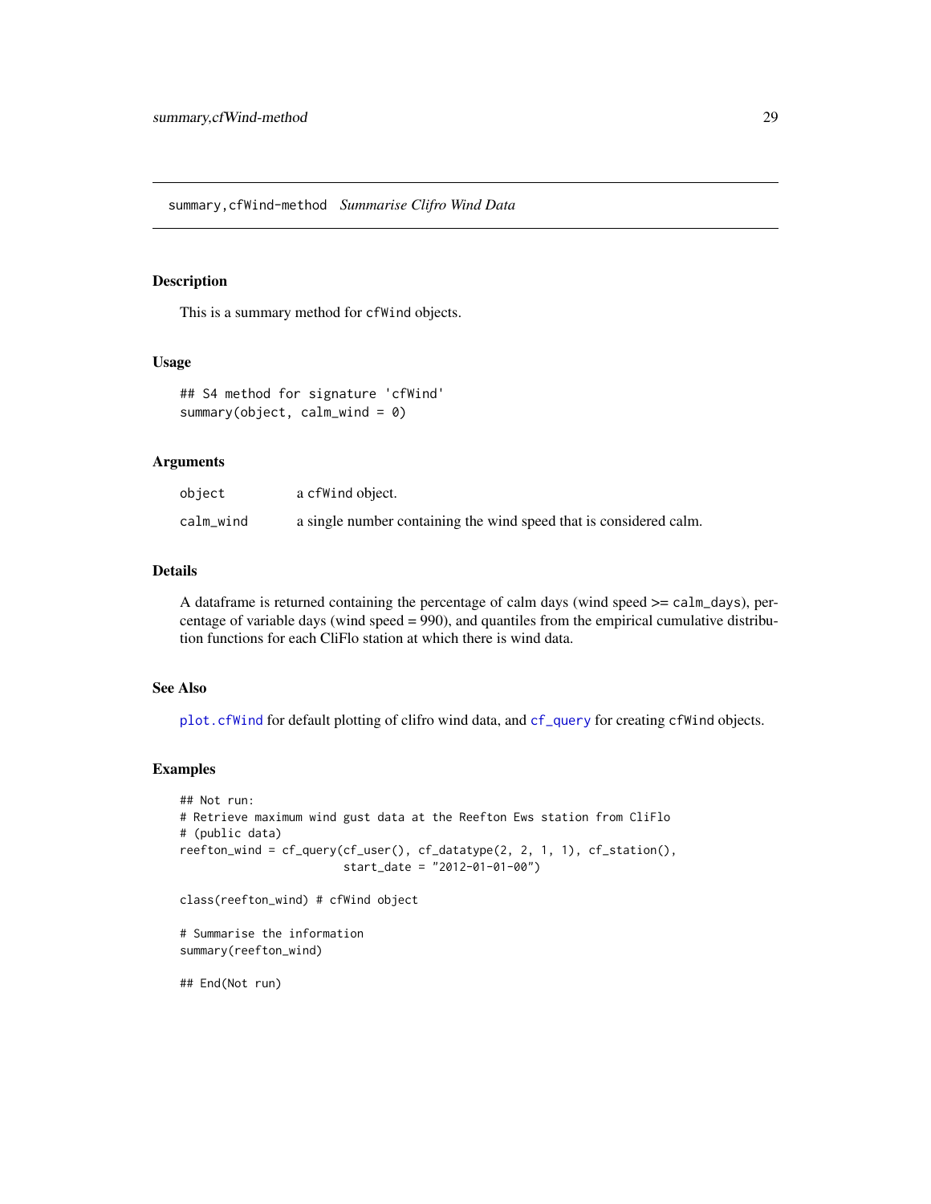## summary,cfWind-method *Summarise Clifro Wind Data*

### Description

This is a summary method for `cfWind` objects.

### Usage

```
## S4 method for signature 'cfWind'
summary(object, calm_wind = 0)
```

### Arguments

| | |
|---|---|
| object | a `cfWind` object. |
| calm_wind | a single number containing the wind speed that is considered calm. |

### Details

A dataframe is returned containing the percentage of calm days (wind speed >= `calm_days`), percentage of variable days (wind speed = 990), and quantiles from the empirical cumulative distribution functions for each CliFlo station at which there is wind data.

### See Also

`plot.cfWind` for default plotting of clifro wind data, and `cf_query` for creating `cfWind` objects.

### Examples

```
## Not run:
# Retrieve maximum wind gust data at the Reefton Ews station from CliFlo
# (public data)
reefton_wind = cf_query(cf_user(), cf_datatype(2, 2, 1, 1), cf_station(),
                        start_date = "2012-01-01-00")

class(reefton_wind) # cfWind object

# Summarise the information
summary(reefton_wind)

## End(Not run)
```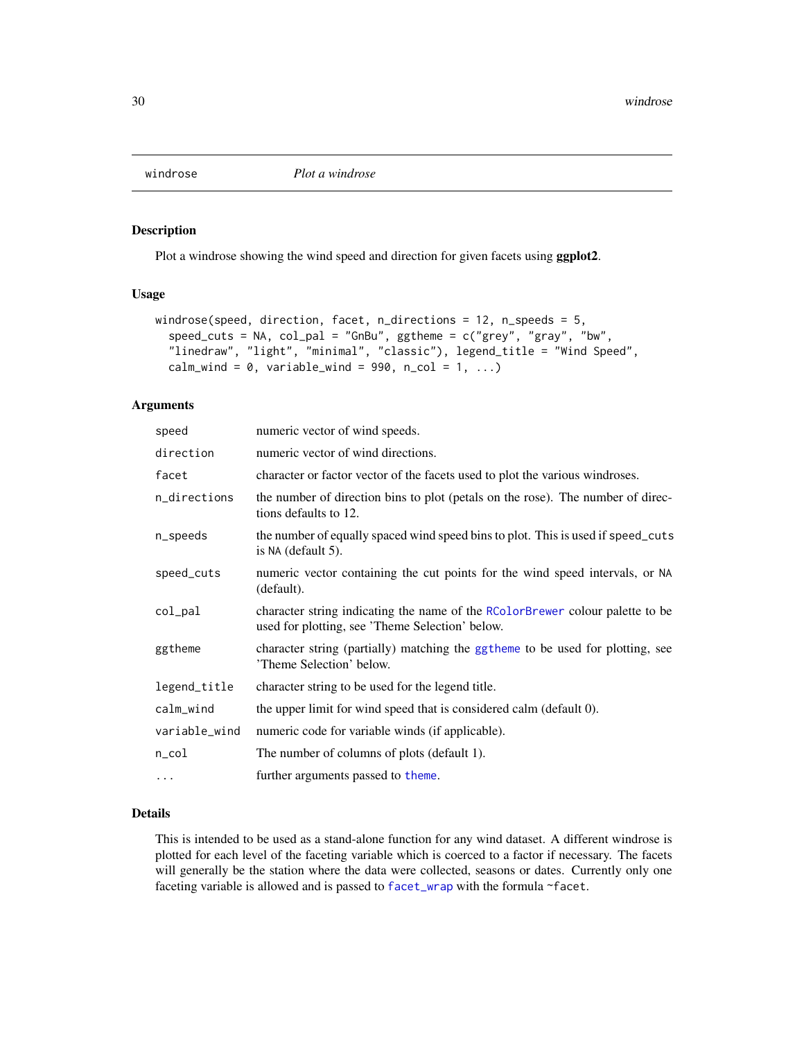## windrose — *Plot a windrose*

### Description

Plot a windrose showing the wind speed and direction for given facets using **ggplot2**.

### Usage

```
windrose(speed, direction, facet, n_directions = 12, n_speeds = 5,
  speed_cuts = NA, col_pal = "GnBu", ggtheme = c("grey", "gray", "bw",
  "linedraw", "light", "minimal", "classic"), legend_title = "Wind Speed",
  calm_wind = 0, variable_wind = 990, n_col = 1, ...)
```

### Arguments

| | |
|---|---|
| `speed` | numeric vector of wind speeds. |
| `direction` | numeric vector of wind directions. |
| `facet` | character or factor vector of the facets used to plot the various windroses. |
| `n_directions` | the number of direction bins to plot (petals on the rose). The number of directions defaults to 12. |
| `n_speeds` | the number of equally spaced wind speed bins to plot. This is used if `speed_cuts` is `NA` (default 5). |
| `speed_cuts` | numeric vector containing the cut points for the wind speed intervals, or `NA` (default). |
| `col_pal` | character string indicating the name of the `RColorBrewer` colour palette to be used for plotting, see 'Theme Selection' below. |
| `ggtheme` | character string (partially) matching the `ggtheme` to be used for plotting, see 'Theme Selection' below. |
| `legend_title` | character string to be used for the legend title. |
| `calm_wind` | the upper limit for wind speed that is considered calm (default 0). |
| `variable_wind` | numeric code for variable winds (if applicable). |
| `n_col` | The number of columns of plots (default 1). |
| `...` | further arguments passed to `theme`. |

### Details

This is intended to be used as a stand-alone function for any wind dataset. A different windrose is plotted for each level of the faceting variable which is coerced to a factor if necessary. The facets will generally be the station where the data were collected, seasons or dates. Currently only one faceting variable is allowed and is passed to `facet_wrap` with the formula `~facet`.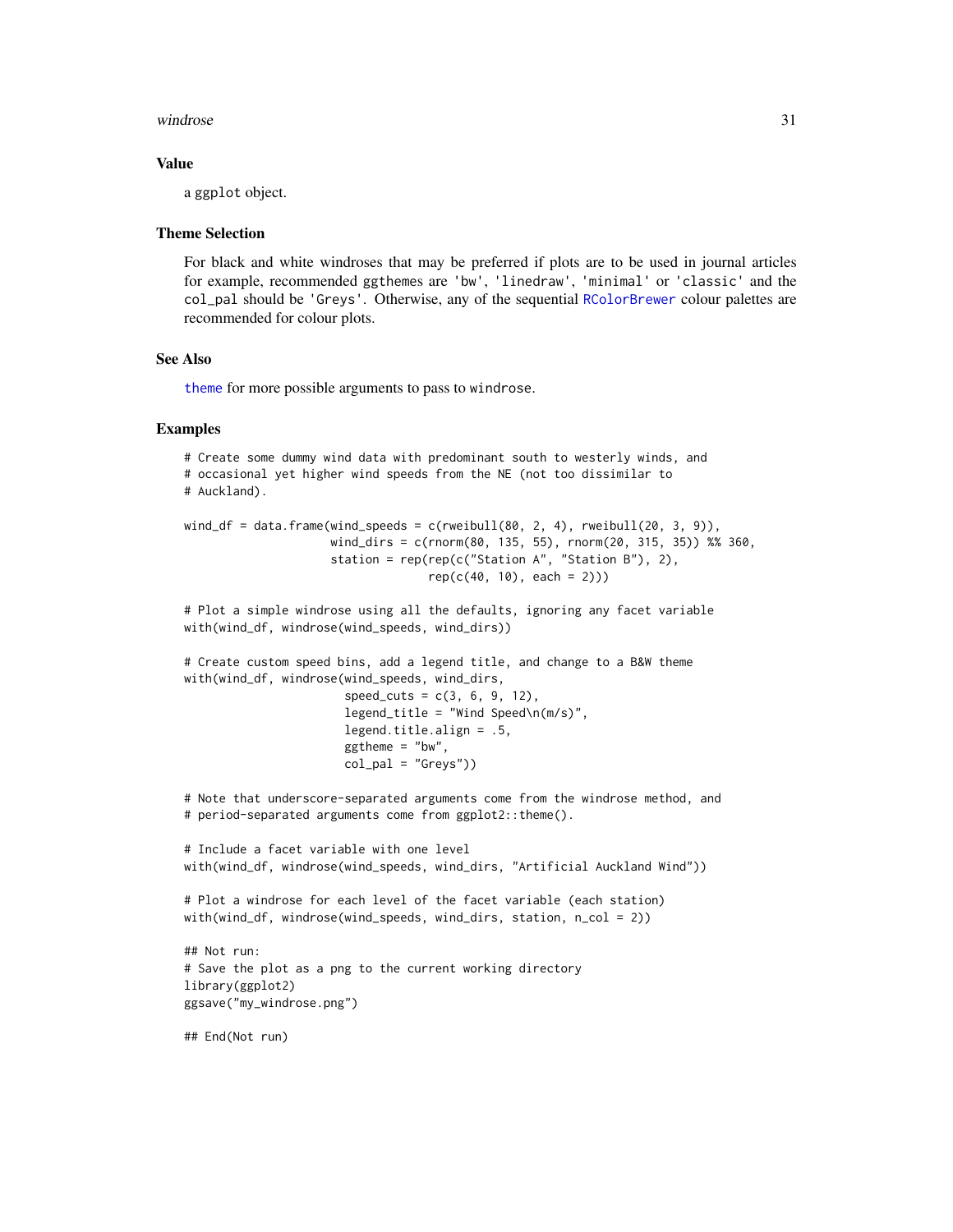## Value

a ggplot object.

## Theme Selection

For black and white windroses that may be preferred if plots are to be used in journal articles for example, recommended ggthemes are 'bw', 'linedraw', 'minimal' or 'classic' and the col_pal should be 'Greys'. Otherwise, any of the sequential RColorBrewer colour palettes are recommended for colour plots.

## See Also

theme for more possible arguments to pass to windrose.

## Examples

```
# Create some dummy wind data with predominant south to westerly winds, and
# occasional yet higher wind speeds from the NE (not too dissimilar to
# Auckland).

wind_df = data.frame(wind_speeds = c(rweibull(80, 2, 4), rweibull(20, 3, 9)),
                     wind_dirs = c(rnorm(80, 135, 55), rnorm(20, 315, 35)) %% 360,
                     station = rep(rep(c("Station A", "Station B"), 2),
                                   rep(c(40, 10), each = 2)))

# Plot a simple windrose using all the defaults, ignoring any facet variable
with(wind_df, windrose(wind_speeds, wind_dirs))

# Create custom speed bins, add a legend title, and change to a B&W theme
with(wind_df, windrose(wind_speeds, wind_dirs,
                       speed_cuts = c(3, 6, 9, 12),
                       legend_title = "Wind Speed\n(m/s)",
                       legend.title.align = .5,
                       ggtheme = "bw",
                       col_pal = "Greys"))

# Note that underscore-separated arguments come from the windrose method, and
# period-separated arguments come from ggplot2::theme().

# Include a facet variable with one level
with(wind_df, windrose(wind_speeds, wind_dirs, "Artificial Auckland Wind"))

# Plot a windrose for each level of the facet variable (each station)
with(wind_df, windrose(wind_speeds, wind_dirs, station, n_col = 2))

## Not run:
# Save the plot as a png to the current working directory
library(ggplot2)
ggsave("my_windrose.png")

## End(Not run)
```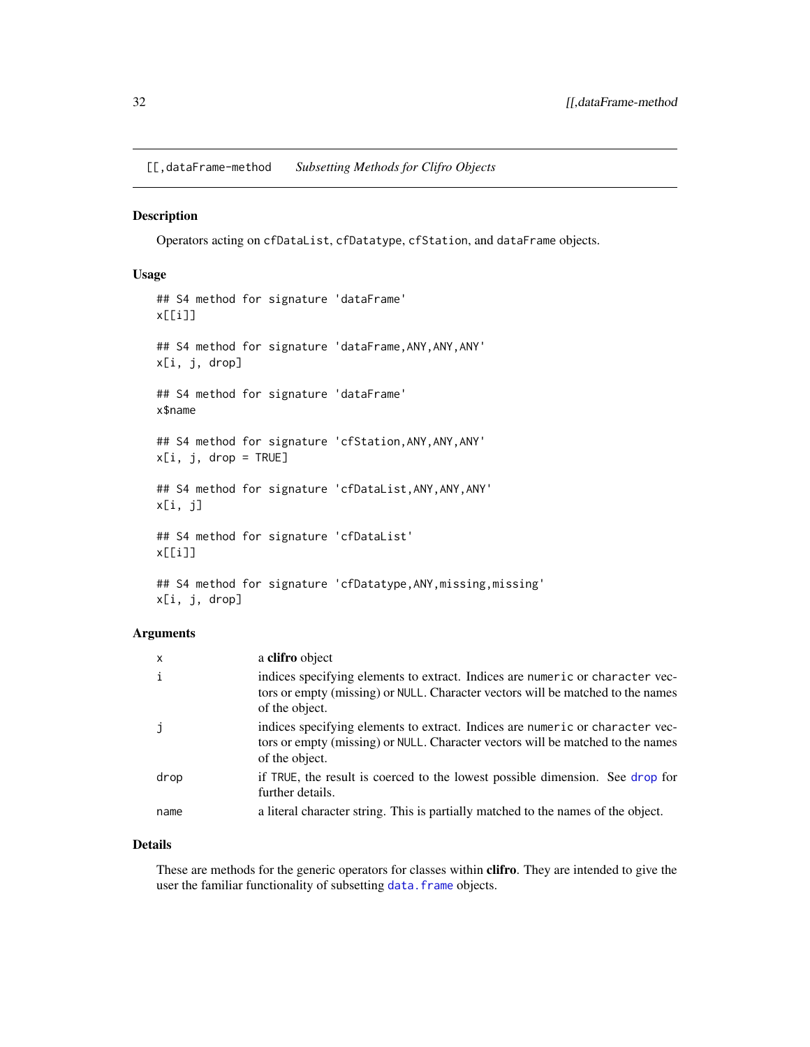[[,dataFrame-method *Subsetting Methods for Clifro Objects*

## Description

Operators acting on `cfDataList`, `cfDatatype`, `cfStation`, and `dataFrame` objects.

## Usage

```
## S4 method for signature 'dataFrame'
x[[i]]

## S4 method for signature 'dataFrame,ANY,ANY,ANY'
x[i, j, drop]

## S4 method for signature 'dataFrame'
x$name

## S4 method for signature 'cfStation,ANY,ANY,ANY'
x[i, j, drop = TRUE]

## S4 method for signature 'cfDataList,ANY,ANY,ANY'
x[i, j]

## S4 method for signature 'cfDataList'
x[[i]]

## S4 method for signature 'cfDatatype,ANY,missing,missing'
x[i, j, drop]
```

## Arguments

| | |
|---|---|
| `x` | a **clifro** object |
| `i` | indices specifying elements to extract. Indices are `numeric` or `character` vectors or empty (missing) or `NULL`. Character vectors will be matched to the names of the object. |
| `j` | indices specifying elements to extract. Indices are `numeric` or `character` vectors or empty (missing) or `NULL`. Character vectors will be matched to the names of the object. |
| `drop` | if `TRUE`, the result is coerced to the lowest possible dimension. See `drop` for further details. |
| `name` | a literal character string. This is partially matched to the names of the object. |

## Details

These are methods for the generic operators for classes within **clifro**. They are intended to give the user the familiar functionality of subsetting `data.frame` objects.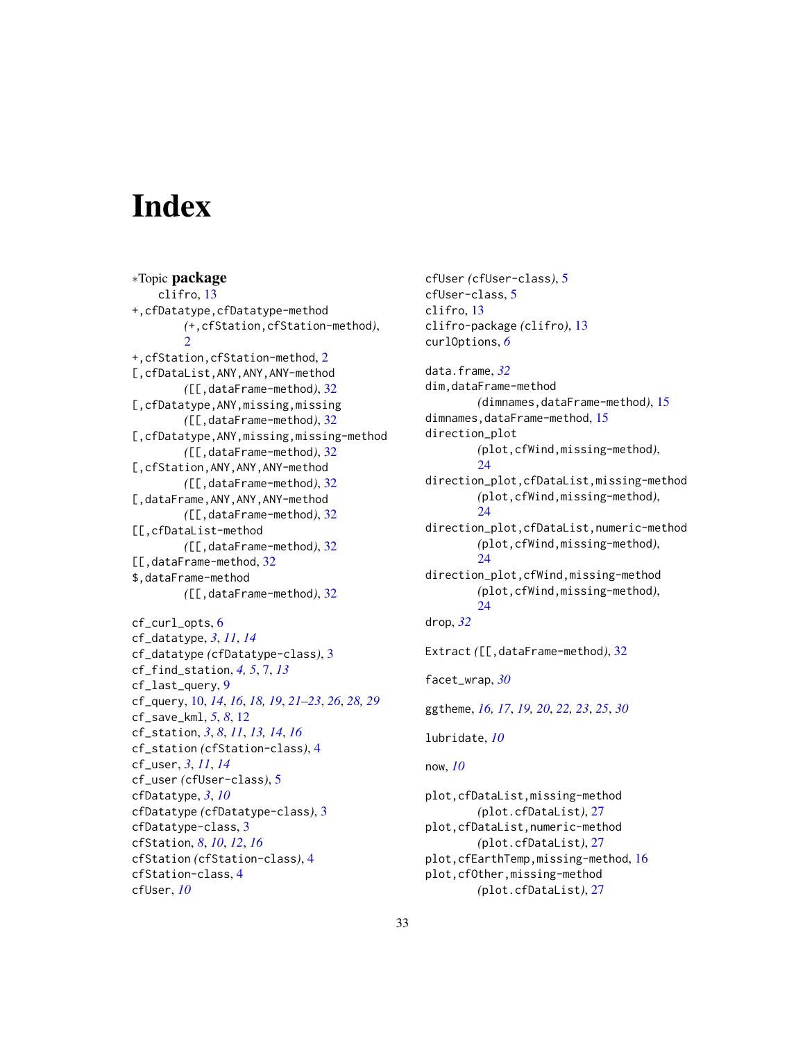# Index

∗Topic **package**
    clifro, 13
+,cfDatatype,cfDatatype-method
    (+,cfStation,cfStation-method), 2
+,cfStation,cfStation-method, 2
[,cfDataList,ANY,ANY,ANY-method
    ([[,dataFrame-method), 32
[,cfDatatype,ANY,missing,missing
    ([[,dataFrame-method), 32
[,cfDatatype,ANY,missing,missing-method
    ([[,dataFrame-method), 32
[,cfStation,ANY,ANY,ANY-method
    ([[,dataFrame-method), 32
[,dataFrame,ANY,ANY,ANY-method
    ([[,dataFrame-method), 32
[[,cfDataList-method
    ([[,dataFrame-method), 32
[[,dataFrame-method, 32
$,dataFrame-method
    ([[,dataFrame-method), 32

cf_curl_opts, 6
cf_datatype, *3*, *11*, *14*
cf_datatype (cfDatatype-class), 3
cf_find_station, *4, 5*, 7, *13*
cf_last_query, 9
cf_query, 10, *14*, *16*, *18, 19*, *21–23*, *26*, *28, 29*
cf_save_kml, *5*, *8*, 12
cf_station, *3*, *8*, *11*, *13, 14*, *16*
cf_station (cfStation-class), 4
cf_user, *3*, *11*, *14*
cf_user (cfUser-class), 5
cfDatatype, *3*, *10*
cfDatatype (cfDatatype-class), 3
cfDatatype-class, 3
cfStation, *8*, *10*, *12*, *16*
cfStation (cfStation-class), 4
cfStation-class, 4
cfUser, *10*
cfUser (cfUser-class), 5
cfUser-class, 5
clifro, 13
clifro-package (clifro), 13
curlOptions, *6*

data.frame, *32*
dim,dataFrame-method
    (dimnames,dataFrame-method), 15
dimnames,dataFrame-method, 15
direction_plot
    (plot,cfWind,missing-method), 24
direction_plot,cfDataList,missing-method
    (plot,cfWind,missing-method), 24
direction_plot,cfDataList,numeric-method
    (plot,cfWind,missing-method), 24
direction_plot,cfWind,missing-method
    (plot,cfWind,missing-method), 24
drop, *32*

Extract ([[,dataFrame-method), 32

facet_wrap, *30*

ggtheme, *16, 17*, *19, 20*, *22, 23*, *25*, *30*

lubridate, *10*

now, *10*

plot,cfDataList,missing-method
    (plot.cfDataList), 27
plot,cfDataList,numeric-method
    (plot.cfDataList), 27
plot,cfEarthTemp,missing-method, 16
plot,cfOther,missing-method
    (plot.cfDataList), 27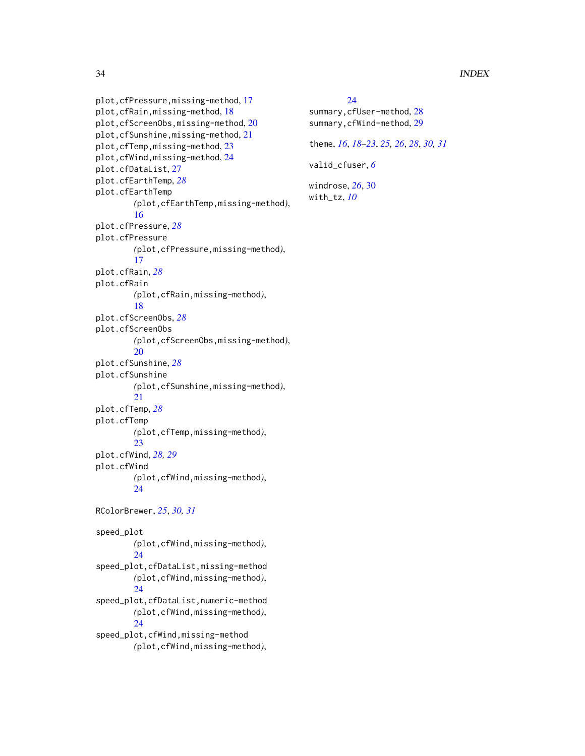plot,cfPressure,missing-method, 17
plot,cfRain,missing-method, 18
plot,cfScreenObs,missing-method, 20
plot,cfSunshine,missing-method, 21
plot,cfTemp,missing-method, 23
plot,cfWind,missing-method, 24
plot.cfDataList, 27
plot.cfEarthTemp, *28*
plot.cfEarthTemp
  *(*plot,cfEarthTemp,missing-method*)*, 16
plot.cfPressure, *28*
plot.cfPressure
  *(*plot,cfPressure,missing-method*)*, 17
plot.cfRain, *28*
plot.cfRain
  *(*plot,cfRain,missing-method*)*, 18
plot.cfScreenObs, *28*
plot.cfScreenObs
  *(*plot,cfScreenObs,missing-method*)*, 20
plot.cfSunshine, *28*
plot.cfSunshine
  *(*plot,cfSunshine,missing-method*)*, 21
plot.cfTemp, *28*
plot.cfTemp
  *(*plot,cfTemp,missing-method*)*, 23
plot.cfWind, *28, 29*
plot.cfWind
  *(*plot,cfWind,missing-method*)*, 24

RColorBrewer, *25*, *30, 31*

speed_plot
  *(*plot,cfWind,missing-method*)*, 24
speed_plot,cfDataList,missing-method
  *(*plot,cfWind,missing-method*)*, 24
speed_plot,cfDataList,numeric-method
  *(*plot,cfWind,missing-method*)*, 24
speed_plot,cfWind,missing-method
  *(*plot,cfWind,missing-method*)*, 24
summary,cfUser-method, 28
summary,cfWind-method, 29

theme, *16*, *18–23*, *25, 26*, *28*, *30, 31*

valid_cfuser, *6*

windrose, *26*, 30
with_tz, *10*